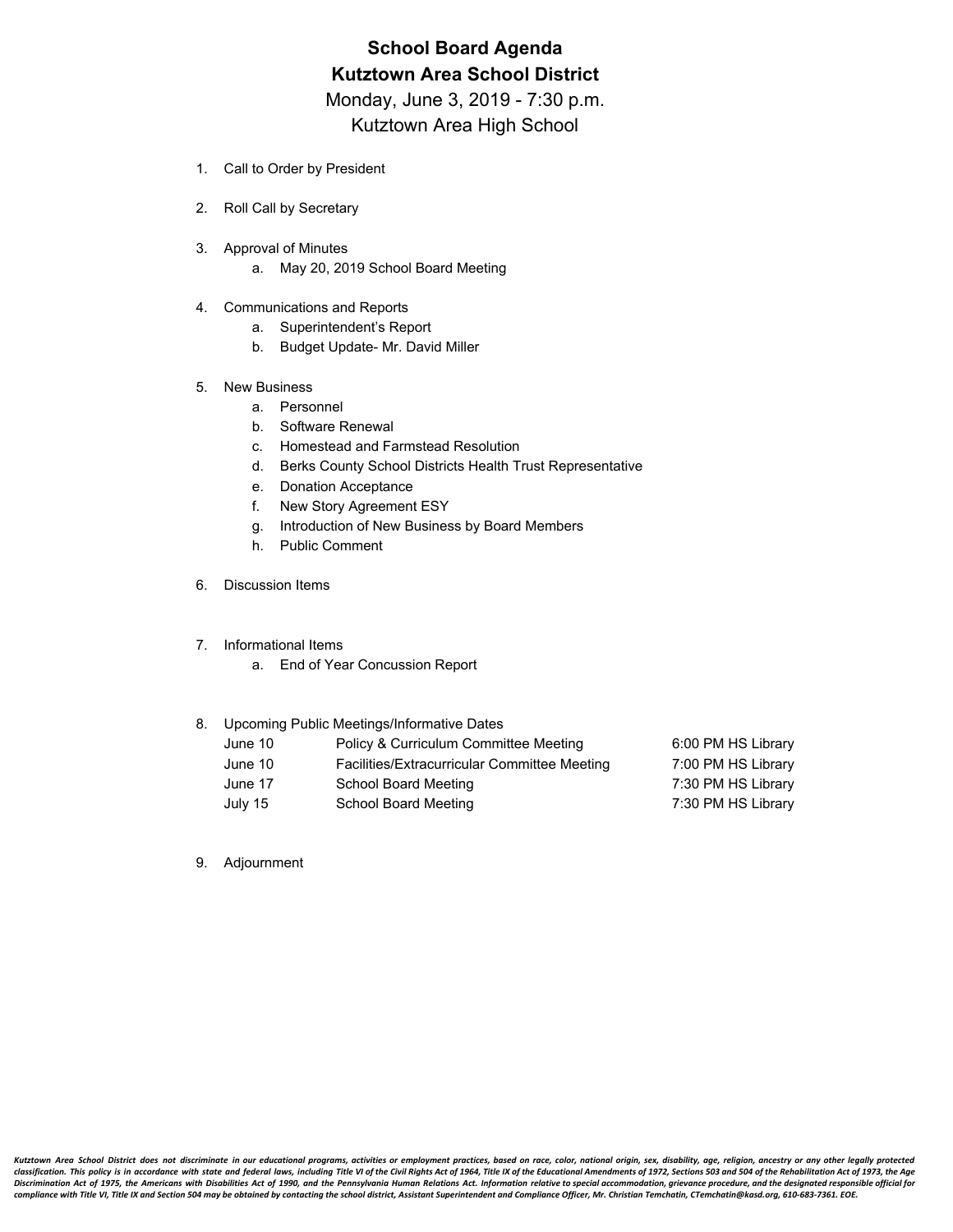# School Board Agenda

## Kutztown Area School District

Monday, June 3, 2019 - 7:30 p.m.

Kutztown Area High School

1. Call to Order by President
2. Roll Call by Secretary
3. Approval of Minutes
    a. May 20, 2019 School Board Meeting
4. Communications and Reports
    a. Superintendent's Report
    b. Budget Update- Mr. David Miller
5. New Business
    a. Personnel
    b. Software Renewal
    c. Homestead and Farmstead Resolution
    d. Berks County School Districts Health Trust Representative
    e. Donation Acceptance
    f. New Story Agreement ESY
    g. Introduction of New Business by Board Members
    h. Public Comment
6. Discussion Items
7. Informational Items
    a. End of Year Concussion Report
8. Upcoming Public Meetings/Informative Dates

| | | |
|---|---|---|
| June 10 | Policy & Curriculum Committee Meeting | 6:00 PM HS Library |
| June 10 | Facilities/Extracurricular Committee Meeting | 7:00 PM HS Library |
| June 17 | School Board Meeting | 7:30 PM HS Library |
| July 15 | School Board Meeting | 7:30 PM HS Library |

9. Adjournment

*Kutztown Area School District does not discriminate in our educational programs, activities or employment practices, based on race, color, national origin, sex, disability, age, religion, ancestry or any other legally protected classification. This policy is in accordance with state and federal laws, including Title VI of the Civil Rights Act of 1964, Title IX of the Educational Amendments of 1972, Sections 503 and 504 of the Rehabilitation Act of 1973, the Age Discrimination Act of 1975, the Americans with Disabilities Act of 1990, and the Pennsylvania Human Relations Act. Information relative to special accommodation, grievance procedure, and the designated responsible official for compliance with Title VI, Title IX and Section 504 may be obtained by contacting the school district, Assistant Superintendent and Compliance Officer, Mr. Christian Temchatin, CTemchatin@kasd.org, 610-683-7361. EOE.*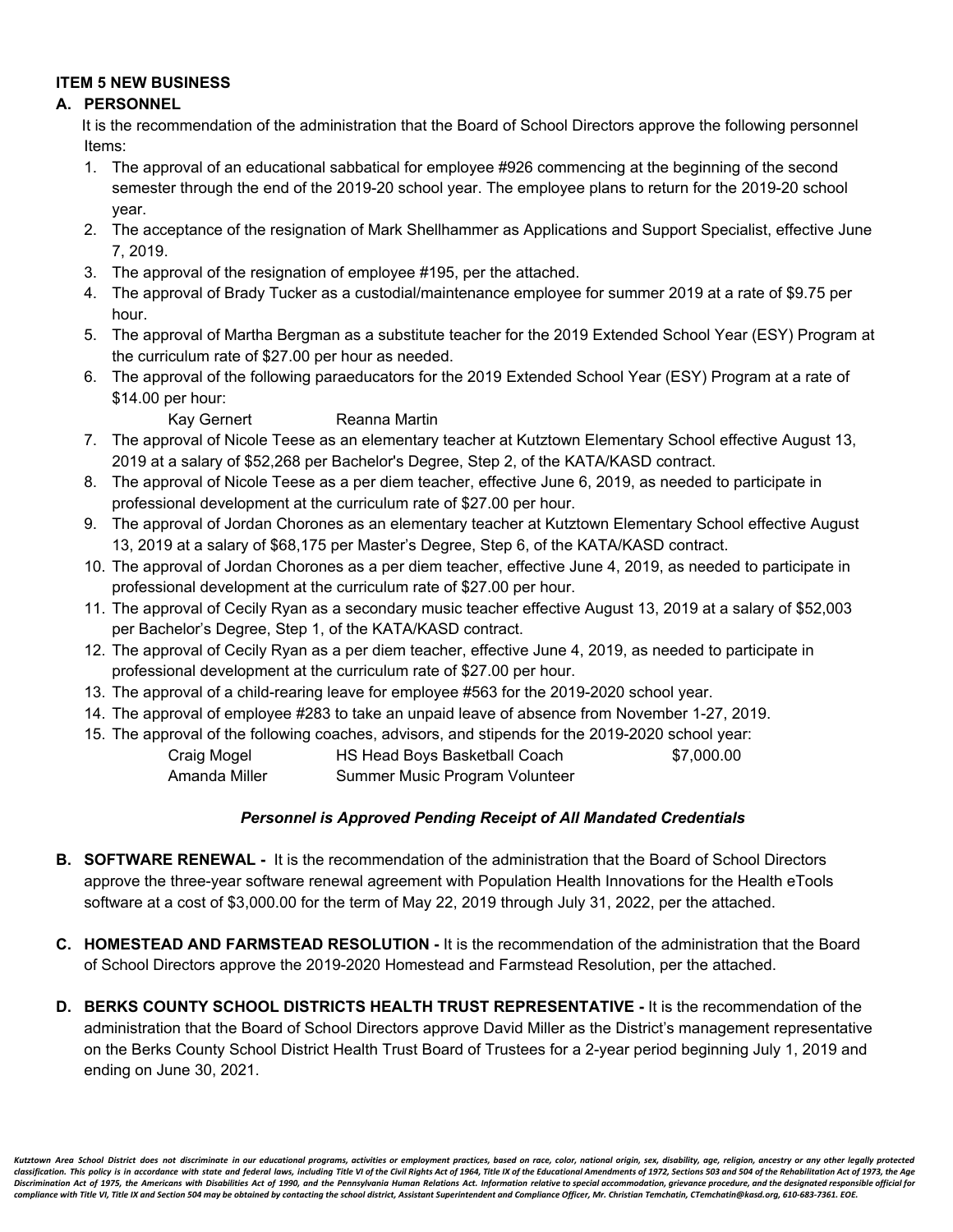**ITEM 5 NEW BUSINESS**

**A. PERSONNEL**

It is the recommendation of the administration that the Board of School Directors approve the following personnel Items:

1. The approval of an educational sabbatical for employee #926 commencing at the beginning of the second semester through the end of the 2019-20 school year. The employee plans to return for the 2019-20 school year.
2. The acceptance of the resignation of Mark Shellhammer as Applications and Support Specialist, effective June 7, 2019.
3. The approval of the resignation of employee #195, per the attached.
4. The approval of Brady Tucker as a custodial/maintenance employee for summer 2019 at a rate of $9.75 per hour.
5. The approval of Martha Bergman as a substitute teacher for the 2019 Extended School Year (ESY) Program at the curriculum rate of $27.00 per hour as needed.
6. The approval of the following paraeducators for the 2019 Extended School Year (ESY) Program at a rate of $14.00 per hour:

   Kay Gernert     Reanna Martin
7. The approval of Nicole Teese as an elementary teacher at Kutztown Elementary School effective August 13, 2019 at a salary of $52,268 per Bachelor's Degree, Step 2, of the KATA/KASD contract.
8. The approval of Nicole Teese as a per diem teacher, effective June 6, 2019, as needed to participate in professional development at the curriculum rate of $27.00 per hour.
9. The approval of Jordan Chorones as an elementary teacher at Kutztown Elementary School effective August 13, 2019 at a salary of $68,175 per Master's Degree, Step 6, of the KATA/KASD contract.
10. The approval of Jordan Chorones as a per diem teacher, effective June 4, 2019, as needed to participate in professional development at the curriculum rate of $27.00 per hour.
11. The approval of Cecily Ryan as a secondary music teacher effective August 13, 2019 at a salary of $52,003 per Bachelor's Degree, Step 1, of the KATA/KASD contract.
12. The approval of Cecily Ryan as a per diem teacher, effective June 4, 2019, as needed to participate in professional development at the curriculum rate of $27.00 per hour.
13. The approval of a child-rearing leave for employee #563 for the 2019-2020 school year.
14. The approval of employee #283 to take an unpaid leave of absence from November 1-27, 2019.
15. The approval of the following coaches, advisors, and stipends for the 2019-2020 school year:

| | | |
|---|---|---|
| Craig Mogel | HS Head Boys Basketball Coach | $7,000.00 |
| Amanda Miller | Summer Music Program Volunteer | |

***Personnel is Approved Pending Receipt of All Mandated Credentials***

**B. SOFTWARE RENEWAL -** It is the recommendation of the administration that the Board of School Directors approve the three-year software renewal agreement with Population Health Innovations for the Health eTools software at a cost of $3,000.00 for the term of May 22, 2019 through July 31, 2022, per the attached.

**C. HOMESTEAD AND FARMSTEAD RESOLUTION -** It is the recommendation of the administration that the Board of School Directors approve the 2019-2020 Homestead and Farmstead Resolution, per the attached.

**D. BERKS COUNTY SCHOOL DISTRICTS HEALTH TRUST REPRESENTATIVE -** It is the recommendation of the administration that the Board of School Directors approve David Miller as the District's management representative on the Berks County School District Health Trust Board of Trustees for a 2-year period beginning July 1, 2019 and ending on June 30, 2021.

*Kutztown Area School District does not discriminate in our educational programs, activities or employment practices, based on race, color, national origin, sex, disability, age, religion, ancestry or any other legally protected classification. This policy is in accordance with state and federal laws, including Title VI of the Civil Rights Act of 1964, Title IX of the Educational Amendments of 1972, Sections 503 and 504 of the Rehabilitation Act of 1973, the Age Discrimination Act of 1975, the Americans with Disabilities Act of 1990, and the Pennsylvania Human Relations Act. Information relative to special accommodation, grievance procedure, and the designated responsible official for compliance with Title VI, Title IX and Section 504 may be obtained by contacting the school district, Assistant Superintendent and Compliance Officer, Mr. Christian Temchatin, CTemchatin@kasd.org, 610-683-7361. EOE.*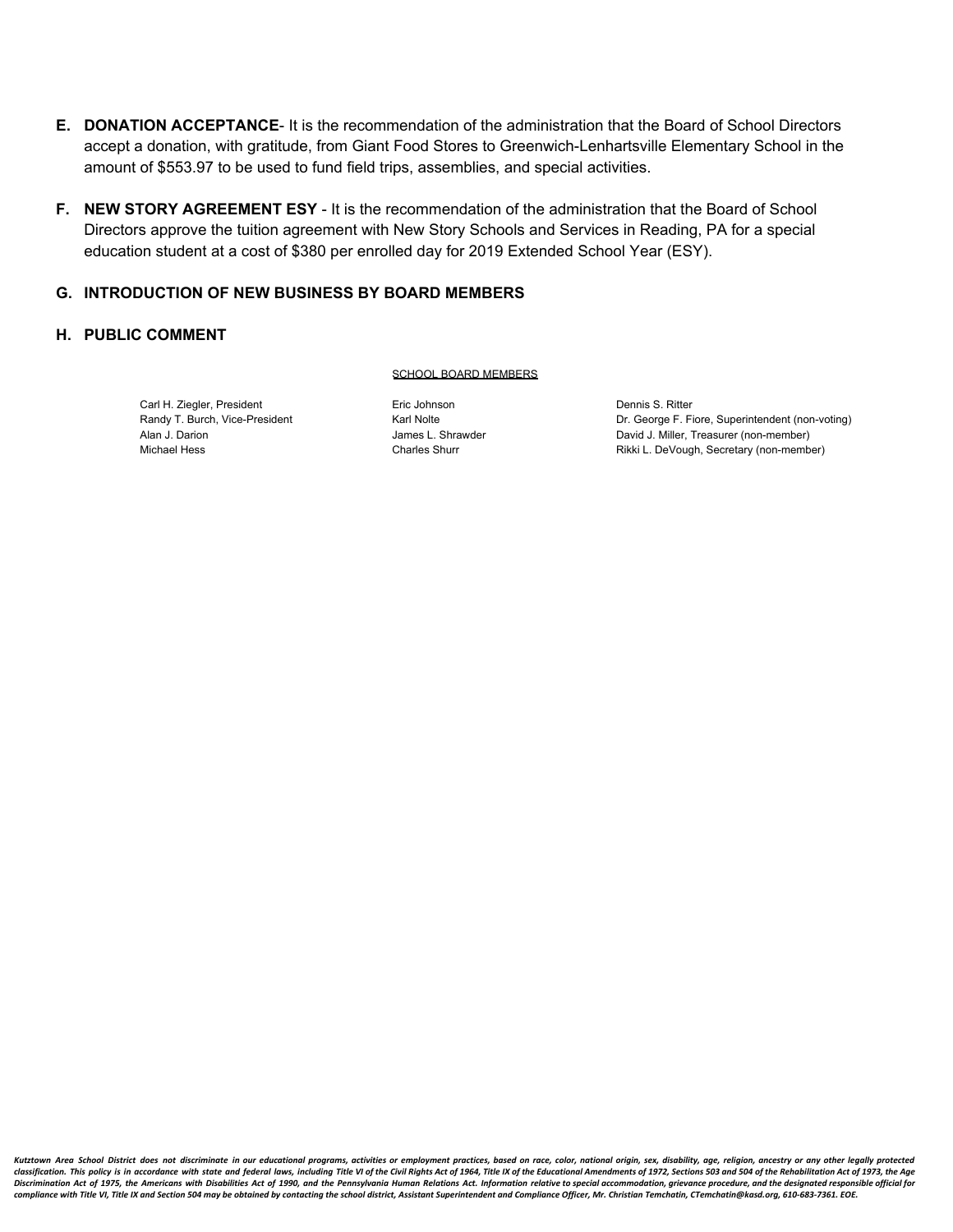**E. DONATION ACCEPTANCE**- It is the recommendation of the administration that the Board of School Directors accept a donation, with gratitude, from Giant Food Stores to Greenwich-Lenhartsville Elementary School in the amount of $553.97 to be used to fund field trips, assemblies, and special activities.

**F. NEW STORY AGREEMENT ESY** - It is the recommendation of the administration that the Board of School Directors approve the tuition agreement with New Story Schools and Services in Reading, PA for a special education student at a cost of $380 per enrolled day for 2019 Extended School Year (ESY).

**G. INTRODUCTION OF NEW BUSINESS BY BOARD MEMBERS**

**H. PUBLIC COMMENT**

SCHOOL BOARD MEMBERS

| | | |
|---|---|---|
| Carl H. Ziegler, President | Eric Johnson | Dennis S. Ritter |
| Randy T. Burch, Vice-President | Karl Nolte | Dr. George F. Fiore, Superintendent (non-voting) |
| Alan J. Darion | James L. Shrawder | David J. Miller, Treasurer (non-member) |
| Michael Hess | Charles Shurr | Rikki L. DeVough, Secretary (non-member) |

*Kutztown Area School District does not discriminate in our educational programs, activities or employment practices, based on race, color, national origin, sex, disability, age, religion, ancestry or any other legally protected classification. This policy is in accordance with state and federal laws, including Title VI of the Civil Rights Act of 1964, Title IX of the Educational Amendments of 1972, Sections 503 and 504 of the Rehabilitation Act of 1973, the Age Discrimination Act of 1975, the Americans with Disabilities Act of 1990, and the Pennsylvania Human Relations Act. Information relative to special accommodation, grievance procedure, and the designated responsible official for compliance with Title VI, Title IX and Section 504 may be obtained by contacting the school district, Assistant Superintendent and Compliance Officer, Mr. Christian Temchatin, CTemchatin@kasd.org, 610-683-7361. EOE.*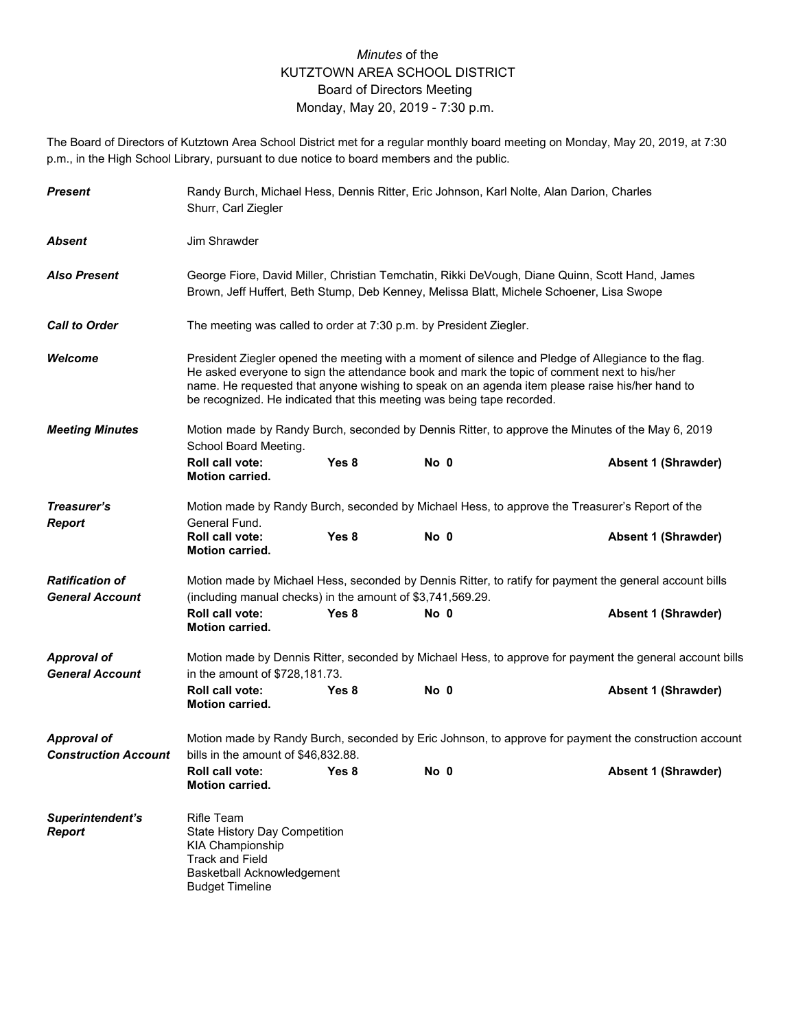*Minutes* of the
KUTZTOWN AREA SCHOOL DISTRICT
Board of Directors Meeting
Monday, May 20, 2019 - 7:30 p.m.

The Board of Directors of Kutztown Area School District met for a regular monthly board meeting on Monday, May 20, 2019, at 7:30 p.m., in the High School Library, pursuant to due notice to board members and the public.

***Present*** Randy Burch, Michael Hess, Dennis Ritter, Eric Johnson, Karl Nolte, Alan Darion, Charles Shurr, Carl Ziegler

***Absent*** Jim Shrawder

***Also Present*** George Fiore, David Miller, Christian Temchatin, Rikki DeVough, Diane Quinn, Scott Hand, James Brown, Jeff Huffert, Beth Stump, Deb Kenney, Melissa Blatt, Michele Schoener, Lisa Swope

***Call to Order*** The meeting was called to order at 7:30 p.m. by President Ziegler.

***Welcome*** President Ziegler opened the meeting with a moment of silence and Pledge of Allegiance to the flag. He asked everyone to sign the attendance book and mark the topic of comment next to his/her name. He requested that anyone wishing to speak on an agenda item please raise his/her hand to be recognized. He indicated that this meeting was being tape recorded.

***Meeting Minutes*** Motion made by Randy Burch, seconded by Dennis Ritter, to approve the Minutes of the May 6, 2019 School Board Meeting.

**Roll call vote: Yes 8 No 0 Absent 1 (Shrawder)**
**Motion carried.**

***Treasurer's Report*** Motion made by Randy Burch, seconded by Michael Hess, to approve the Treasurer's Report of the General Fund.

**Roll call vote: Yes 8 No 0 Absent 1 (Shrawder)**
**Motion carried.**

***Ratification of General Account*** Motion made by Michael Hess, seconded by Dennis Ritter, to ratify for payment the general account bills (including manual checks) in the amount of $3,741,569.29.

**Roll call vote: Yes 8 No 0 Absent 1 (Shrawder)**
**Motion carried.**

***Approval of General Account*** Motion made by Dennis Ritter, seconded by Michael Hess, to approve for payment the general account bills in the amount of $728,181.73.

**Roll call vote: Yes 8 No 0 Absent 1 (Shrawder)**
**Motion carried.**

***Approval of Construction Account*** Motion made by Randy Burch, seconded by Eric Johnson, to approve for payment the construction account bills in the amount of $46,832.88.

**Roll call vote: Yes 8 No 0 Absent 1 (Shrawder)**
**Motion carried.**

***Superintendent's Report***

Rifle Team
State History Day Competition
KIA Championship
Track and Field
Basketball Acknowledgement
Budget Timeline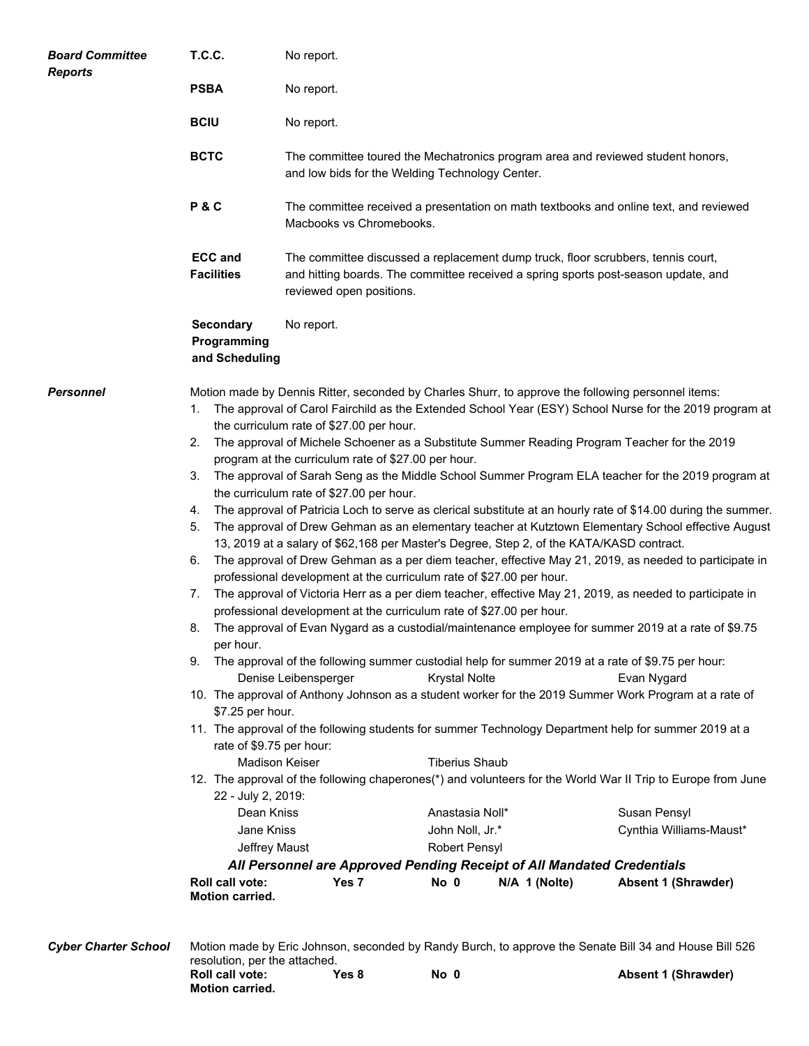***Board Committee Reports***

**T.C.C.** No report.

**PSBA** No report.

**BCIU** No report.

**BCTC** The committee toured the Mechatronics program area and reviewed student honors, and low bids for the Welding Technology Center.

**P & C** The committee received a presentation on math textbooks and online text, and reviewed Macbooks vs Chromebooks.

**ECC and Facilities** The committee discussed a replacement dump truck, floor scrubbers, tennis court, and hitting boards. The committee received a spring sports post-season update, and reviewed open positions.

**Secondary Programming and Scheduling** No report.

***Personnel***

Motion made by Dennis Ritter, seconded by Charles Shurr, to approve the following personnel items:

1. The approval of Carol Fairchild as the Extended School Year (ESY) School Nurse for the 2019 program at the curriculum rate of $27.00 per hour.
2. The approval of Michele Schoener as a Substitute Summer Reading Program Teacher for the 2019 program at the curriculum rate of $27.00 per hour.
3. The approval of Sarah Seng as the Middle School Summer Program ELA teacher for the 2019 program at the curriculum rate of $27.00 per hour.
4. The approval of Patricia Loch to serve as clerical substitute at an hourly rate of $14.00 during the summer.
5. The approval of Drew Gehman as an elementary teacher at Kutztown Elementary School effective August 13, 2019 at a salary of $62,168 per Master's Degree, Step 2, of the KATA/KASD contract.
6. The approval of Drew Gehman as a per diem teacher, effective May 21, 2019, as needed to participate in professional development at the curriculum rate of $27.00 per hour.
7. The approval of Victoria Herr as a per diem teacher, effective May 21, 2019, as needed to participate in professional development at the curriculum rate of $27.00 per hour.
8. The approval of Evan Nygard as a custodial/maintenance employee for summer 2019 at a rate of $9.75 per hour.
9. The approval of the following summer custodial help for summer 2019 at a rate of $9.75 per hour:
   Denise Leibensperger — Krystal Nolte — Evan Nygard
10. The approval of Anthony Johnson as a student worker for the 2019 Summer Work Program at a rate of $7.25 per hour.
11. The approval of the following students for summer Technology Department help for summer 2019 at a rate of $9.75 per hour:
    Madison Keiser — Tiberius Shaub
12. The approval of the following chaperones(*) and volunteers for the World War II Trip to Europe from June 22 - July 2, 2019:

| | | |
|---|---|---|
| Dean Kniss | Anastasia Noll* | Susan Pensyl |
| Jane Kniss | John Noll, Jr.* | Cynthia Williams-Maust* |
| Jeffrey Maust | Robert Pensyl | |

***All Personnel are Approved Pending Receipt of All Mandated Credentials***

**Roll call vote:** **Yes 7** **No 0** **N/A 1 (Nolte)** **Absent 1 (Shrawder)**
**Motion carried.**

***Cyber Charter School***

Motion made by Eric Johnson, seconded by Randy Burch, to approve the Senate Bill 34 and House Bill 526 resolution, per the attached.

**Roll call vote:** **Yes 8** **No 0** **Absent 1 (Shrawder)**
**Motion carried.**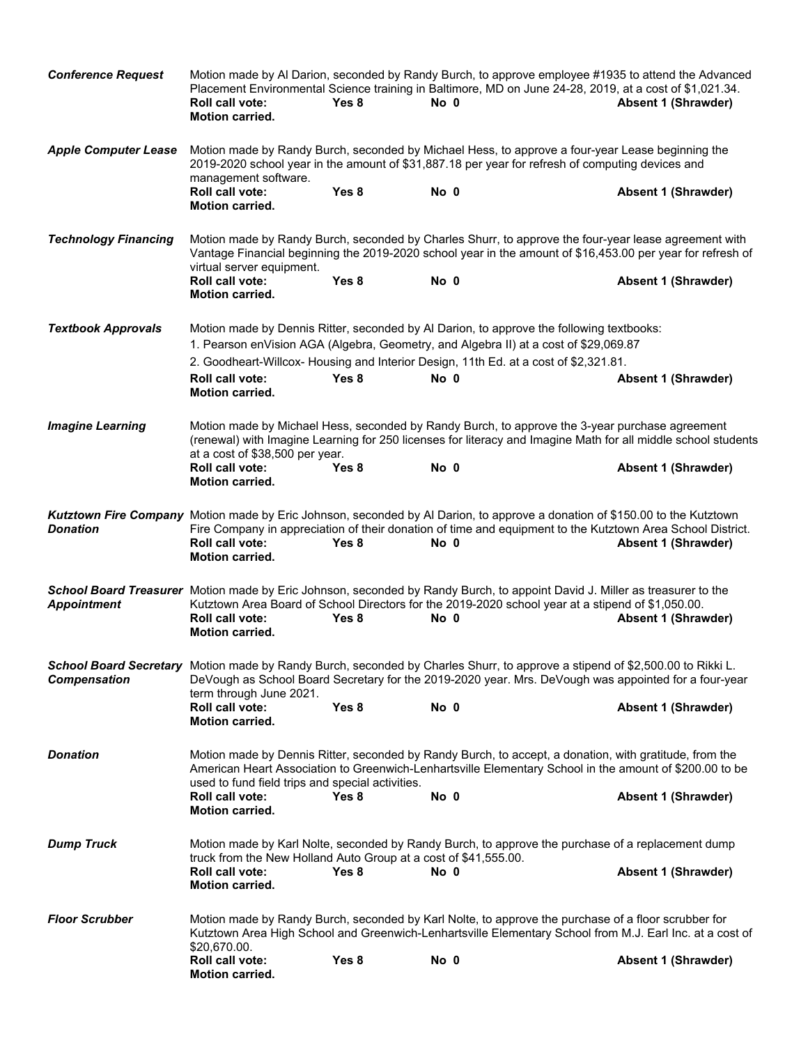***Conference Request***

Motion made by Al Darion, seconded by Randy Burch, to approve employee #1935 to attend the Advanced Placement Environmental Science training in Baltimore, MD on June 24-28, 2019, at a cost of $1,021.34.

**Roll call vote:** **Yes 8** **No 0** **Absent 1 (Shrawder)**
**Motion carried.**

***Apple Computer Lease***

Motion made by Randy Burch, seconded by Michael Hess, to approve a four-year Lease beginning the 2019-2020 school year in the amount of $31,887.18 per year for refresh of computing devices and management software.

**Roll call vote:** **Yes 8** **No 0** **Absent 1 (Shrawder)**
**Motion carried.**

***Technology Financing***

Motion made by Randy Burch, seconded by Charles Shurr, to approve the four-year lease agreement with Vantage Financial beginning the 2019-2020 school year in the amount of $16,453.00 per year for refresh of virtual server equipment.

**Roll call vote:** **Yes 8** **No 0** **Absent 1 (Shrawder)**
**Motion carried.**

***Textbook Approvals***

Motion made by Dennis Ritter, seconded by Al Darion, to approve the following textbooks:

1. Pearson enVision AGA (Algebra, Geometry, and Algebra II) at a cost of $29,069.87
2. Goodheart-Willcox- Housing and Interior Design, 11th Ed. at a cost of $2,321.81.

**Roll call vote:** **Yes 8** **No 0** **Absent 1 (Shrawder)**
**Motion carried.**

***Imagine Learning***

Motion made by Michael Hess, seconded by Randy Burch, to approve the 3-year purchase agreement (renewal) with Imagine Learning for 250 licenses for literacy and Imagine Math for all middle school students at a cost of $38,500 per year.

**Roll call vote:** **Yes 8** **No 0** **Absent 1 (Shrawder)**
**Motion carried.**

***Kutztown Fire Company Donation***

Motion made by Eric Johnson, seconded by Al Darion, to approve a donation of $150.00 to the Kutztown Fire Company in appreciation of their donation of time and equipment to the Kutztown Area School District.

**Roll call vote:** **Yes 8** **No 0** **Absent 1 (Shrawder)**
**Motion carried.**

***School Board Treasurer Appointment***

Motion made by Eric Johnson, seconded by Randy Burch, to appoint David J. Miller as treasurer to the Kutztown Area Board of School Directors for the 2019-2020 school year at a stipend of $1,050.00.

**Roll call vote:** **Yes 8** **No 0** **Absent 1 (Shrawder)**
**Motion carried.**

***School Board Secretary Compensation***

Motion made by Randy Burch, seconded by Charles Shurr, to approve a stipend of $2,500.00 to Rikki L. DeVough as School Board Secretary for the 2019-2020 year. Mrs. DeVough was appointed for a four-year term through June 2021.

**Roll call vote:** **Yes 8** **No 0** **Absent 1 (Shrawder)**
**Motion carried.**

***Donation***

Motion made by Dennis Ritter, seconded by Randy Burch, to accept, a donation, with gratitude, from the American Heart Association to Greenwich-Lenhartsville Elementary School in the amount of $200.00 to be used to fund field trips and special activities.

**Roll call vote:** **Yes 8** **No 0** **Absent 1 (Shrawder)**
**Motion carried.**

***Dump Truck***

Motion made by Karl Nolte, seconded by Randy Burch, to approve the purchase of a replacement dump truck from the New Holland Auto Group at a cost of $41,555.00.

**Roll call vote:** **Yes 8** **No 0** **Absent 1 (Shrawder)**
**Motion carried.**

***Floor Scrubber***

Motion made by Randy Burch, seconded by Karl Nolte, to approve the purchase of a floor scrubber for Kutztown Area High School and Greenwich-Lenhartsville Elementary School from M.J. Earl Inc. at a cost of $20,670.00.

**Roll call vote:** **Yes 8** **No 0** **Absent 1 (Shrawder)**
**Motion carried.**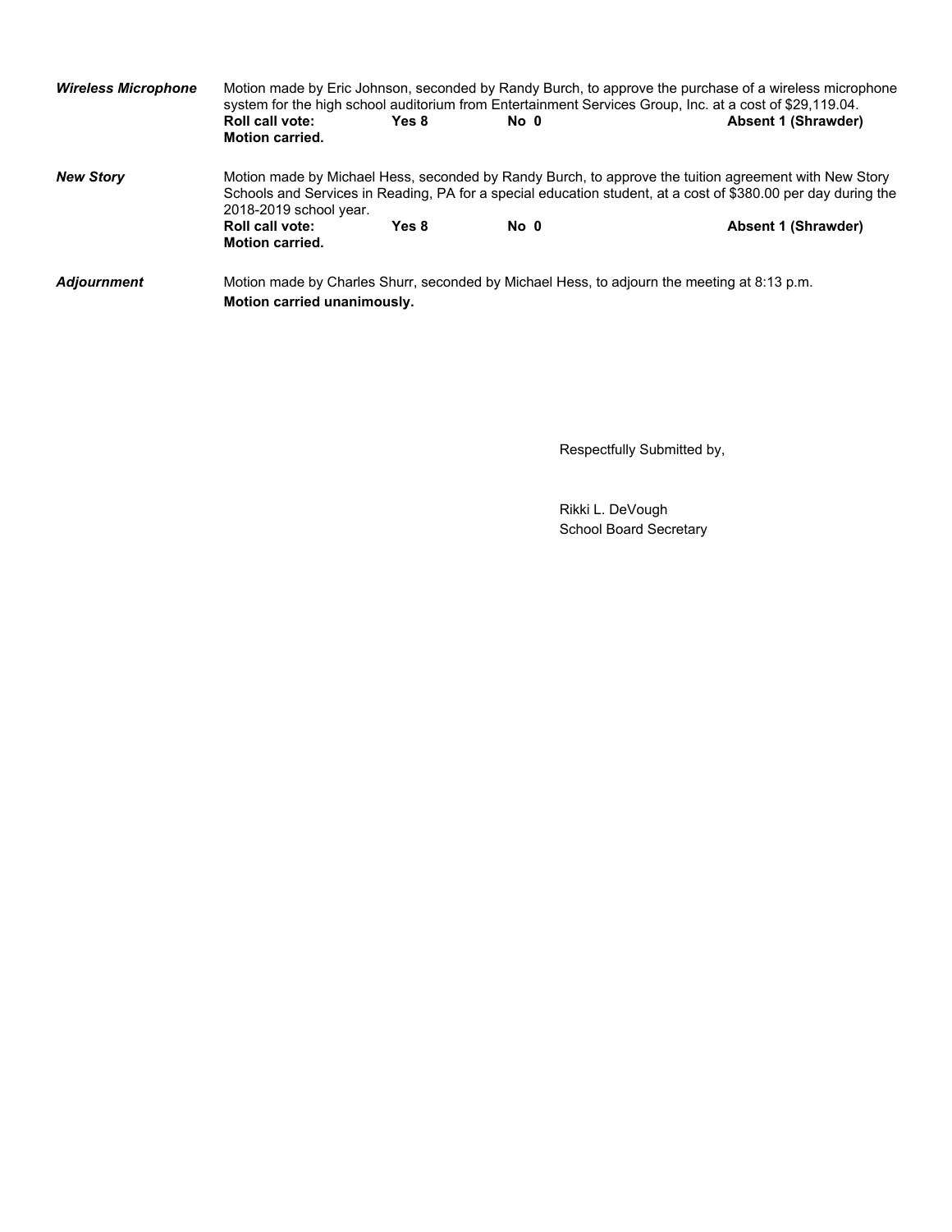***Wireless Microphone***

Motion made by Eric Johnson, seconded by Randy Burch, to approve the purchase of a wireless microphone system for the high school auditorium from Entertainment Services Group, Inc. at a cost of $29,119.04.

**Roll call vote: Yes 8 No 0 Absent 1 (Shrawder)**
**Motion carried.**

***New Story***

Motion made by Michael Hess, seconded by Randy Burch, to approve the tuition agreement with New Story Schools and Services in Reading, PA for a special education student, at a cost of $380.00 per day during the 2018-2019 school year.

**Roll call vote: Yes 8 No 0 Absent 1 (Shrawder)**
**Motion carried.**

***Adjournment***

Motion made by Charles Shurr, seconded by Michael Hess, to adjourn the meeting at 8:13 p.m.
**Motion carried unanimously.**

Respectfully Submitted by,

Rikki L. DeVough
School Board Secretary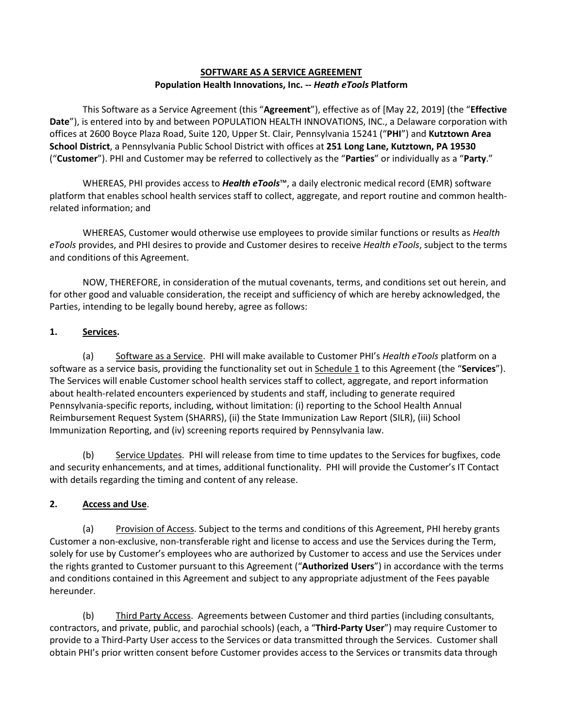**SOFTWARE AS A SERVICE AGREEMENT**
**Population Health Innovations, Inc. -- *Heath eTools* Platform**

This Software as a Service Agreement (this "**Agreement**"), effective as of [May 22, 2019] (the "**Effective Date**"), is entered into by and between POPULATION HEALTH INNOVATIONS, INC., a Delaware corporation with offices at 2600 Boyce Plaza Road, Suite 120, Upper St. Clair, Pennsylvania 15241 ("**PHI**") and **Kutztown Area School District**, a Pennsylvania Public School District with offices at **251 Long Lane, Kutztown, PA 19530** ("**Customer**"). PHI and Customer may be referred to collectively as the "**Parties**" or individually as a "**Party**."

WHEREAS, PHI provides access to ***Health eTools***™, a daily electronic medical record (EMR) software platform that enables school health services staff to collect, aggregate, and report routine and common health-related information; and

WHEREAS, Customer would otherwise use employees to provide similar functions or results as *Health eTools* provides, and PHI desires to provide and Customer desires to receive *Health eTools*, subject to the terms and conditions of this Agreement.

NOW, THEREFORE, in consideration of the mutual covenants, terms, and conditions set out herein, and for other good and valuable consideration, the receipt and sufficiency of which are hereby acknowledged, the Parties, intending to be legally bound hereby, agree as follows:

**1. Services.**

(a) Software as a Service. PHI will make available to Customer PHI's *Health eTools* platform on a software as a service basis, providing the functionality set out in Schedule 1 to this Agreement (the "**Services**"). The Services will enable Customer school health services staff to collect, aggregate, and report information about health-related encounters experienced by students and staff, including to generate required Pennsylvania-specific reports, including, without limitation: (i) reporting to the School Health Annual Reimbursement Request System (SHARRS), (ii) the State Immunization Law Report (SILR), (iii) School Immunization Reporting, and (iv) screening reports required by Pennsylvania law.

(b) Service Updates. PHI will release from time to time updates to the Services for bugfixes, code and security enhancements, and at times, additional functionality. PHI will provide the Customer's IT Contact with details regarding the timing and content of any release.

**2. Access and Use.**

(a) Provision of Access. Subject to the terms and conditions of this Agreement, PHI hereby grants Customer a non-exclusive, non-transferable right and license to access and use the Services during the Term, solely for use by Customer's employees who are authorized by Customer to access and use the Services under the rights granted to Customer pursuant to this Agreement ("**Authorized Users**") in accordance with the terms and conditions contained in this Agreement and subject to any appropriate adjustment of the Fees payable hereunder.

(b) Third Party Access. Agreements between Customer and third parties (including consultants, contractors, and private, public, and parochial schools) (each, a "**Third-Party User**") may require Customer to provide to a Third-Party User access to the Services or data transmitted through the Services. Customer shall obtain PHI's prior written consent before Customer provides access to the Services or transmits data through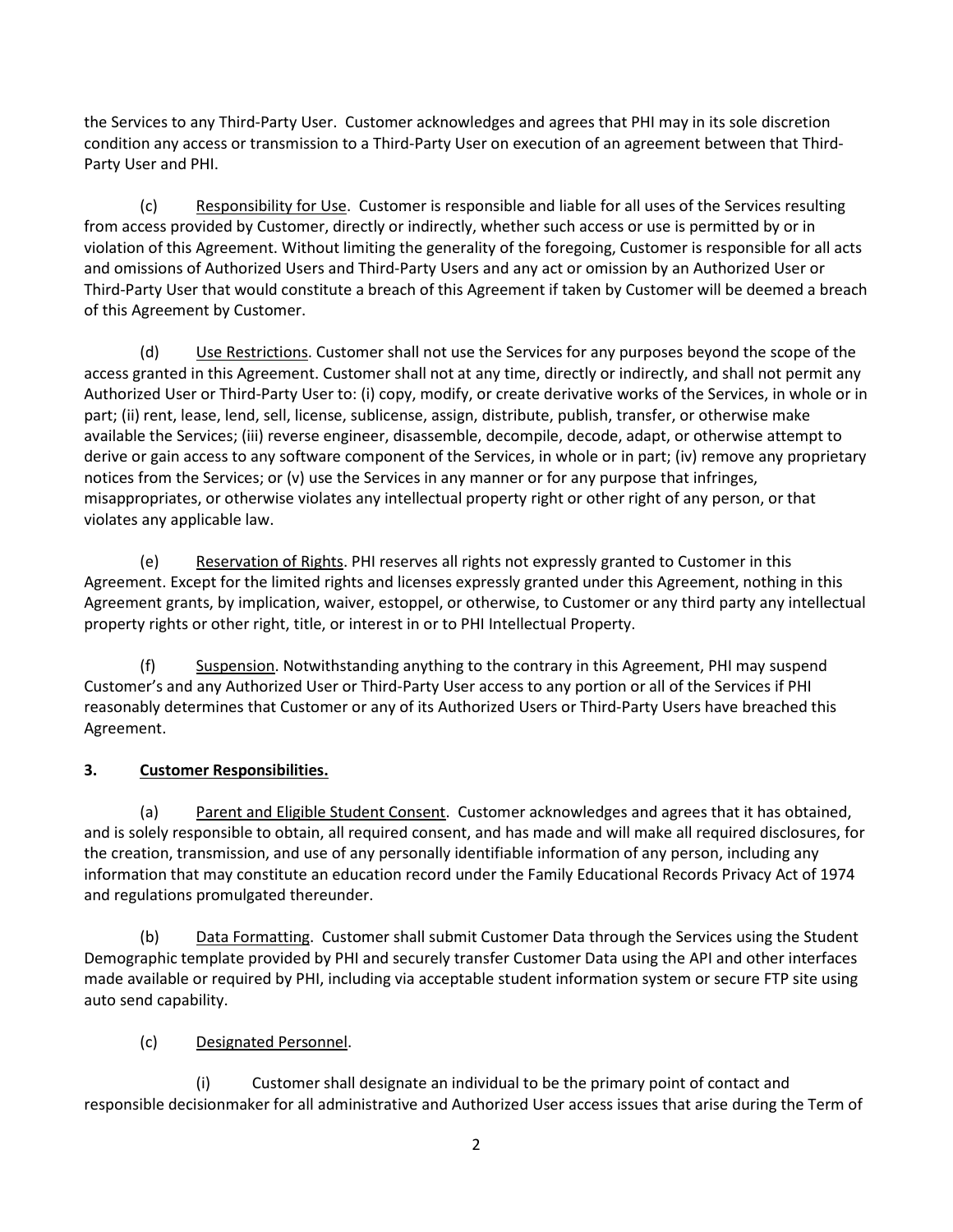the Services to any Third-Party User. Customer acknowledges and agrees that PHI may in its sole discretion condition any access or transmission to a Third-Party User on execution of an agreement between that Third-Party User and PHI.

(c) Responsibility for Use. Customer is responsible and liable for all uses of the Services resulting from access provided by Customer, directly or indirectly, whether such access or use is permitted by or in violation of this Agreement. Without limiting the generality of the foregoing, Customer is responsible for all acts and omissions of Authorized Users and Third-Party Users and any act or omission by an Authorized User or Third-Party User that would constitute a breach of this Agreement if taken by Customer will be deemed a breach of this Agreement by Customer.

(d) Use Restrictions. Customer shall not use the Services for any purposes beyond the scope of the access granted in this Agreement. Customer shall not at any time, directly or indirectly, and shall not permit any Authorized User or Third-Party User to: (i) copy, modify, or create derivative works of the Services, in whole or in part; (ii) rent, lease, lend, sell, license, sublicense, assign, distribute, publish, transfer, or otherwise make available the Services; (iii) reverse engineer, disassemble, decompile, decode, adapt, or otherwise attempt to derive or gain access to any software component of the Services, in whole or in part; (iv) remove any proprietary notices from the Services; or (v) use the Services in any manner or for any purpose that infringes, misappropriates, or otherwise violates any intellectual property right or other right of any person, or that violates any applicable law.

(e) Reservation of Rights. PHI reserves all rights not expressly granted to Customer in this Agreement. Except for the limited rights and licenses expressly granted under this Agreement, nothing in this Agreement grants, by implication, waiver, estoppel, or otherwise, to Customer or any third party any intellectual property rights or other right, title, or interest in or to PHI Intellectual Property.

(f) Suspension. Notwithstanding anything to the contrary in this Agreement, PHI may suspend Customer's and any Authorized User or Third-Party User access to any portion or all of the Services if PHI reasonably determines that Customer or any of its Authorized Users or Third-Party Users have breached this Agreement.

**3. Customer Responsibilities.**

(a) Parent and Eligible Student Consent. Customer acknowledges and agrees that it has obtained, and is solely responsible to obtain, all required consent, and has made and will make all required disclosures, for the creation, transmission, and use of any personally identifiable information of any person, including any information that may constitute an education record under the Family Educational Records Privacy Act of 1974 and regulations promulgated thereunder.

(b) Data Formatting. Customer shall submit Customer Data through the Services using the Student Demographic template provided by PHI and securely transfer Customer Data using the API and other interfaces made available or required by PHI, including via acceptable student information system or secure FTP site using auto send capability.

(c) Designated Personnel.

(i) Customer shall designate an individual to be the primary point of contact and responsible decisionmaker for all administrative and Authorized User access issues that arise during the Term of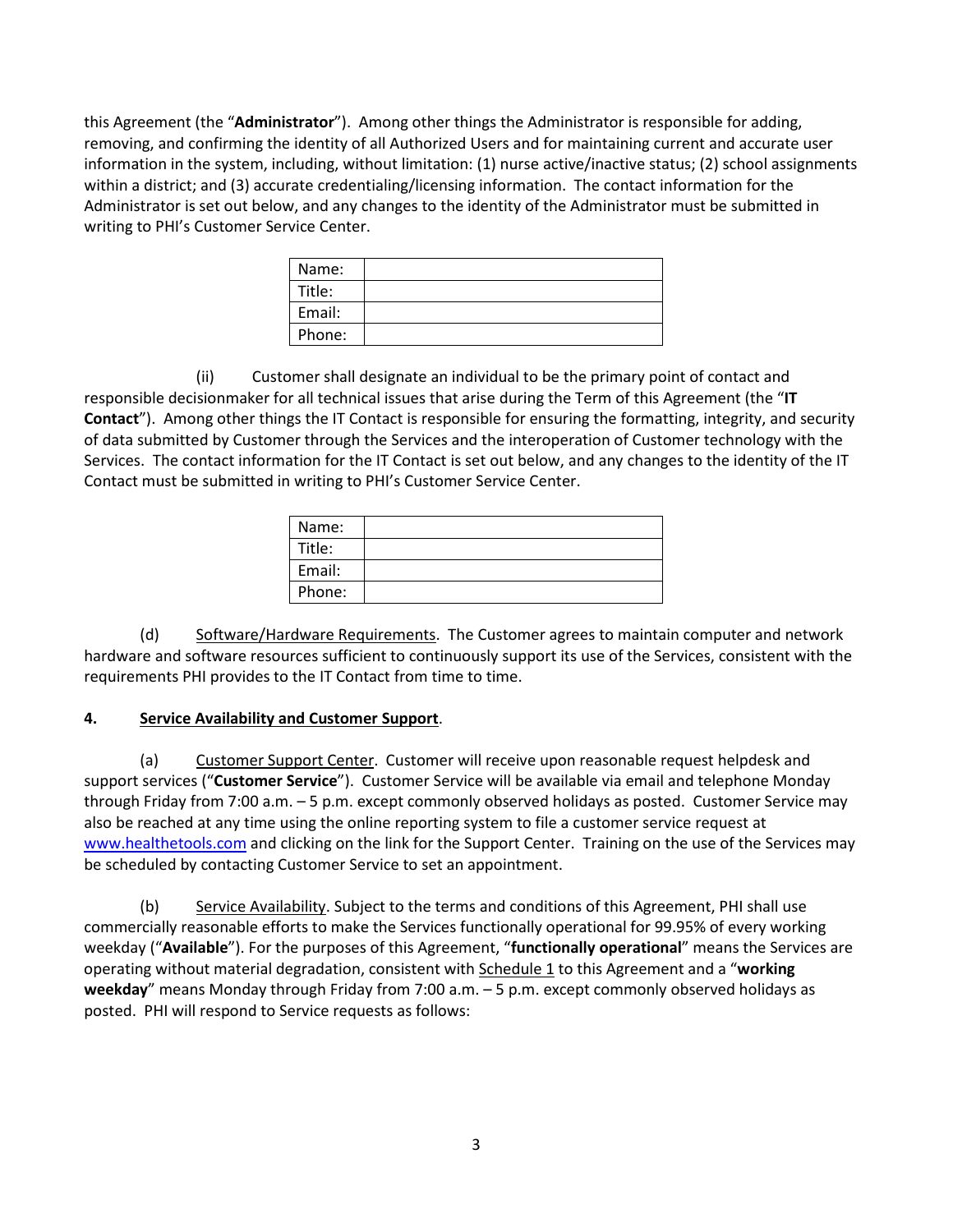this Agreement (the "**Administrator**"). Among other things the Administrator is responsible for adding, removing, and confirming the identity of all Authorized Users and for maintaining current and accurate user information in the system, including, without limitation: (1) nurse active/inactive status; (2) school assignments within a district; and (3) accurate credentialing/licensing information. The contact information for the Administrator is set out below, and any changes to the identity of the Administrator must be submitted in writing to PHI's Customer Service Center.

| Name: | |
|---|---|
| Title: | |
| Email: | |
| Phone: | |

(ii) Customer shall designate an individual to be the primary point of contact and responsible decisionmaker for all technical issues that arise during the Term of this Agreement (the "**IT Contact**"). Among other things the IT Contact is responsible for ensuring the formatting, integrity, and security of data submitted by Customer through the Services and the interoperation of Customer technology with the Services. The contact information for the IT Contact is set out below, and any changes to the identity of the IT Contact must be submitted in writing to PHI's Customer Service Center.

| Name: | |
|---|---|
| Title: | |
| Email: | |
| Phone: | |

(d) <u>Software/Hardware Requirements</u>. The Customer agrees to maintain computer and network hardware and software resources sufficient to continuously support its use of the Services, consistent with the requirements PHI provides to the IT Contact from time to time.

**4. <u>Service Availability and Customer Support</u>.**

(a) <u>Customer Support Center</u>. Customer will receive upon reasonable request helpdesk and support services ("**Customer Service**"). Customer Service will be available via email and telephone Monday through Friday from 7:00 a.m. – 5 p.m. except commonly observed holidays as posted. Customer Service may also be reached at any time using the online reporting system to file a customer service request at [www.healthetools.com](http://www.healthetools.com) and clicking on the link for the Support Center. Training on the use of the Services may be scheduled by contacting Customer Service to set an appointment.

(b) <u>Service Availability</u>. Subject to the terms and conditions of this Agreement, PHI shall use commercially reasonable efforts to make the Services functionally operational for 99.95% of every working weekday ("**Available**"). For the purposes of this Agreement, "**functionally operational**" means the Services are operating without material degradation, consistent with <u>Schedule 1</u> to this Agreement and a "**working weekday**" means Monday through Friday from 7:00 a.m. – 5 p.m. except commonly observed holidays as posted. PHI will respond to Service requests as follows: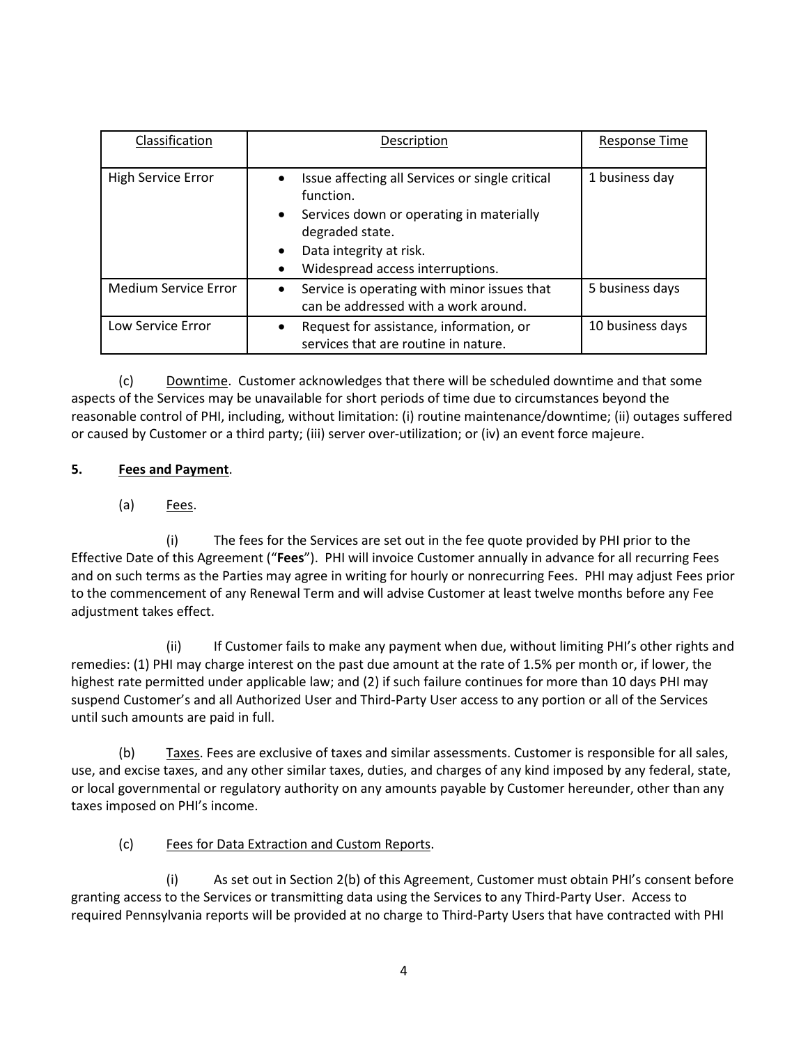| Classification | Description | Response Time |
|---|---|---|
| High Service Error | • Issue affecting all Services or single critical function.<br>• Services down or operating in materially degraded state.<br>• Data integrity at risk.<br>• Widespread access interruptions. | 1 business day |
| Medium Service Error | • Service is operating with minor issues that can be addressed with a work around. | 5 business days |
| Low Service Error | • Request for assistance, information, or services that are routine in nature. | 10 business days |

(c) Downtime. Customer acknowledges that there will be scheduled downtime and that some aspects of the Services may be unavailable for short periods of time due to circumstances beyond the reasonable control of PHI, including, without limitation: (i) routine maintenance/downtime; (ii) outages suffered or caused by Customer or a third party; (iii) server over-utilization; or (iv) an event force majeure.

**5. Fees and Payment**.

(a) Fees.

(i) The fees for the Services are set out in the fee quote provided by PHI prior to the Effective Date of this Agreement ("**Fees**"). PHI will invoice Customer annually in advance for all recurring Fees and on such terms as the Parties may agree in writing for hourly or nonrecurring Fees. PHI may adjust Fees prior to the commencement of any Renewal Term and will advise Customer at least twelve months before any Fee adjustment takes effect.

(ii) If Customer fails to make any payment when due, without limiting PHI's other rights and remedies: (1) PHI may charge interest on the past due amount at the rate of 1.5% per month or, if lower, the highest rate permitted under applicable law; and (2) if such failure continues for more than 10 days PHI may suspend Customer's and all Authorized User and Third-Party User access to any portion or all of the Services until such amounts are paid in full.

(b) Taxes. Fees are exclusive of taxes and similar assessments. Customer is responsible for all sales, use, and excise taxes, and any other similar taxes, duties, and charges of any kind imposed by any federal, state, or local governmental or regulatory authority on any amounts payable by Customer hereunder, other than any taxes imposed on PHI's income.

(c) Fees for Data Extraction and Custom Reports.

(i) As set out in Section 2(b) of this Agreement, Customer must obtain PHI's consent before granting access to the Services or transmitting data using the Services to any Third-Party User. Access to required Pennsylvania reports will be provided at no charge to Third-Party Users that have contracted with PHI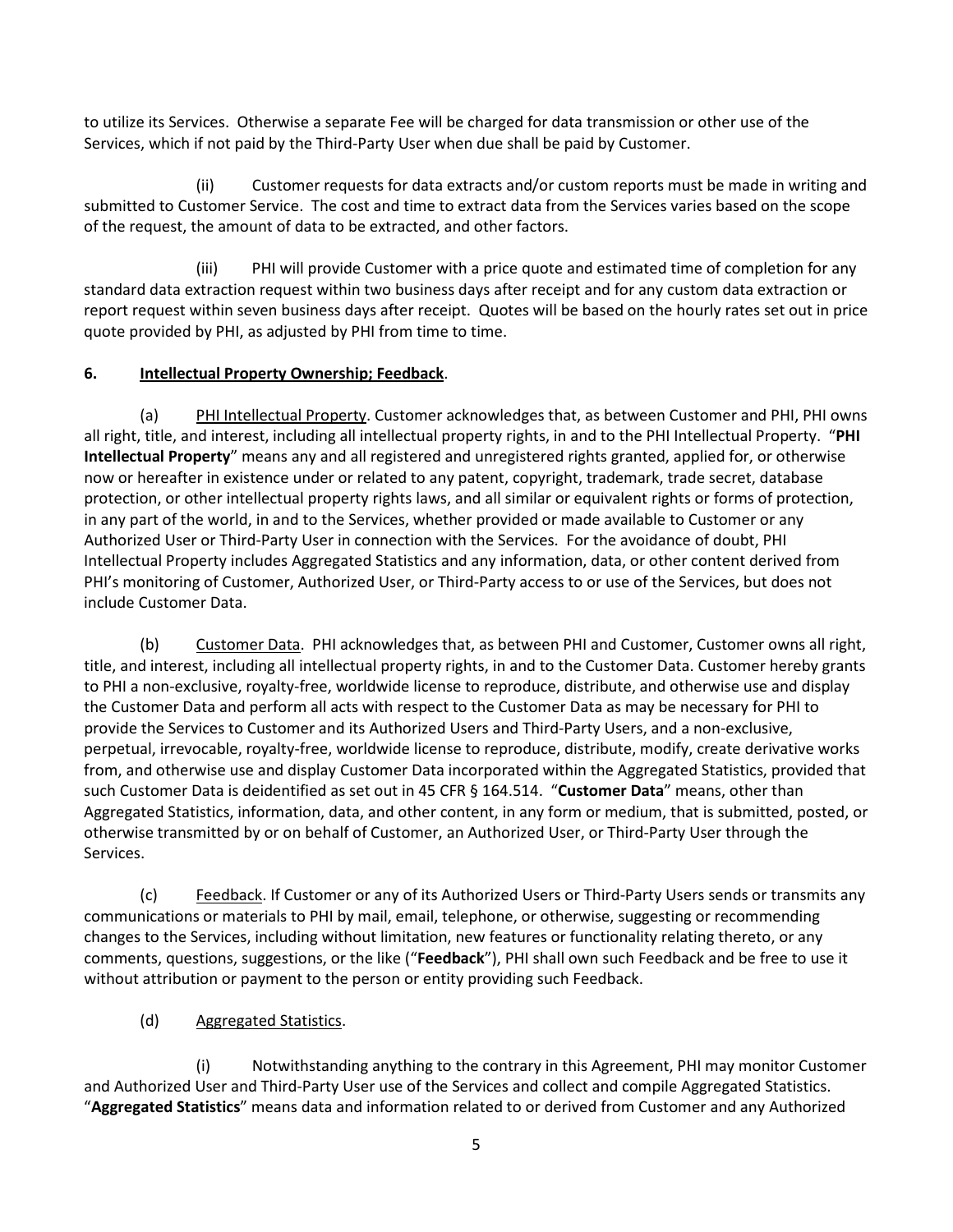to utilize its Services. Otherwise a separate Fee will be charged for data transmission or other use of the Services, which if not paid by the Third-Party User when due shall be paid by Customer.

(ii) Customer requests for data extracts and/or custom reports must be made in writing and submitted to Customer Service. The cost and time to extract data from the Services varies based on the scope of the request, the amount of data to be extracted, and other factors.

(iii) PHI will provide Customer with a price quote and estimated time of completion for any standard data extraction request within two business days after receipt and for any custom data extraction or report request within seven business days after receipt. Quotes will be based on the hourly rates set out in price quote provided by PHI, as adjusted by PHI from time to time.

**6. Intellectual Property Ownership; Feedback**.

(a) PHI Intellectual Property. Customer acknowledges that, as between Customer and PHI, PHI owns all right, title, and interest, including all intellectual property rights, in and to the PHI Intellectual Property. "**PHI Intellectual Property**" means any and all registered and unregistered rights granted, applied for, or otherwise now or hereafter in existence under or related to any patent, copyright, trademark, trade secret, database protection, or other intellectual property rights laws, and all similar or equivalent rights or forms of protection, in any part of the world, in and to the Services, whether provided or made available to Customer or any Authorized User or Third-Party User in connection with the Services. For the avoidance of doubt, PHI Intellectual Property includes Aggregated Statistics and any information, data, or other content derived from PHI's monitoring of Customer, Authorized User, or Third-Party access to or use of the Services, but does not include Customer Data.

(b) Customer Data. PHI acknowledges that, as between PHI and Customer, Customer owns all right, title, and interest, including all intellectual property rights, in and to the Customer Data. Customer hereby grants to PHI a non-exclusive, royalty-free, worldwide license to reproduce, distribute, and otherwise use and display the Customer Data and perform all acts with respect to the Customer Data as may be necessary for PHI to provide the Services to Customer and its Authorized Users and Third-Party Users, and a non-exclusive, perpetual, irrevocable, royalty-free, worldwide license to reproduce, distribute, modify, create derivative works from, and otherwise use and display Customer Data incorporated within the Aggregated Statistics, provided that such Customer Data is deidentified as set out in 45 CFR § 164.514. "**Customer Data**" means, other than Aggregated Statistics, information, data, and other content, in any form or medium, that is submitted, posted, or otherwise transmitted by or on behalf of Customer, an Authorized User, or Third-Party User through the Services.

(c) Feedback. If Customer or any of its Authorized Users or Third-Party Users sends or transmits any communications or materials to PHI by mail, email, telephone, or otherwise, suggesting or recommending changes to the Services, including without limitation, new features or functionality relating thereto, or any comments, questions, suggestions, or the like ("**Feedback**"), PHI shall own such Feedback and be free to use it without attribution or payment to the person or entity providing such Feedback.

(d) Aggregated Statistics.

(i) Notwithstanding anything to the contrary in this Agreement, PHI may monitor Customer and Authorized User and Third-Party User use of the Services and collect and compile Aggregated Statistics. "**Aggregated Statistics**" means data and information related to or derived from Customer and any Authorized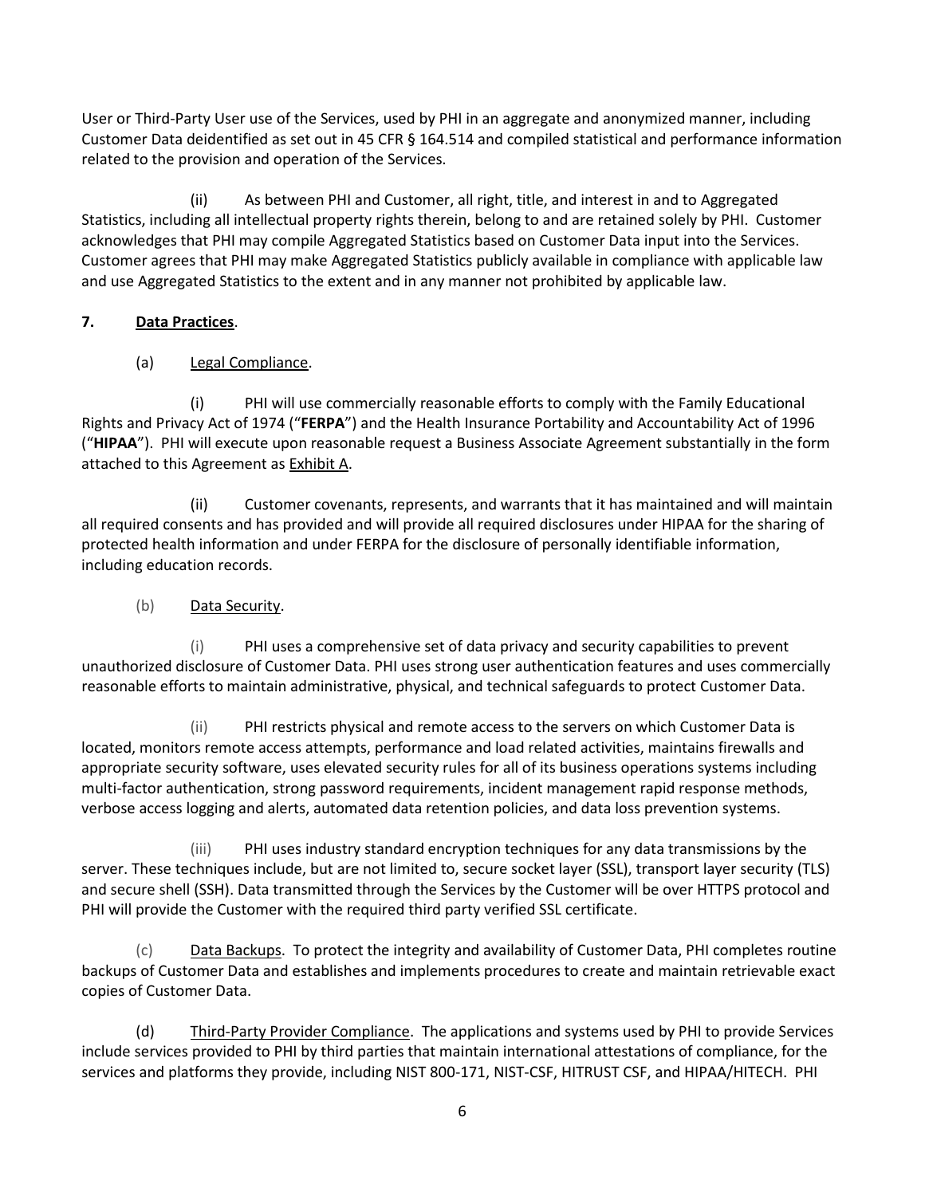User or Third-Party User use of the Services, used by PHI in an aggregate and anonymized manner, including Customer Data deidentified as set out in 45 CFR § 164.514 and compiled statistical and performance information related to the provision and operation of the Services.

(ii) As between PHI and Customer, all right, title, and interest in and to Aggregated Statistics, including all intellectual property rights therein, belong to and are retained solely by PHI. Customer acknowledges that PHI may compile Aggregated Statistics based on Customer Data input into the Services. Customer agrees that PHI may make Aggregated Statistics publicly available in compliance with applicable law and use Aggregated Statistics to the extent and in any manner not prohibited by applicable law.

**7. Data Practices**.

(a) Legal Compliance.

(i) PHI will use commercially reasonable efforts to comply with the Family Educational Rights and Privacy Act of 1974 ("**FERPA**") and the Health Insurance Portability and Accountability Act of 1996 ("**HIPAA**"). PHI will execute upon reasonable request a Business Associate Agreement substantially in the form attached to this Agreement as Exhibit A.

(ii) Customer covenants, represents, and warrants that it has maintained and will maintain all required consents and has provided and will provide all required disclosures under HIPAA for the sharing of protected health information and under FERPA for the disclosure of personally identifiable information, including education records.

(b) Data Security.

(i) PHI uses a comprehensive set of data privacy and security capabilities to prevent unauthorized disclosure of Customer Data. PHI uses strong user authentication features and uses commercially reasonable efforts to maintain administrative, physical, and technical safeguards to protect Customer Data.

(ii) PHI restricts physical and remote access to the servers on which Customer Data is located, monitors remote access attempts, performance and load related activities, maintains firewalls and appropriate security software, uses elevated security rules for all of its business operations systems including multi-factor authentication, strong password requirements, incident management rapid response methods, verbose access logging and alerts, automated data retention policies, and data loss prevention systems.

(iii) PHI uses industry standard encryption techniques for any data transmissions by the server. These techniques include, but are not limited to, secure socket layer (SSL), transport layer security (TLS) and secure shell (SSH). Data transmitted through the Services by the Customer will be over HTTPS protocol and PHI will provide the Customer with the required third party verified SSL certificate.

(c) Data Backups. To protect the integrity and availability of Customer Data, PHI completes routine backups of Customer Data and establishes and implements procedures to create and maintain retrievable exact copies of Customer Data.

(d) Third-Party Provider Compliance. The applications and systems used by PHI to provide Services include services provided to PHI by third parties that maintain international attestations of compliance, for the services and platforms they provide, including NIST 800-171, NIST-CSF, HITRUST CSF, and HIPAA/HITECH. PHI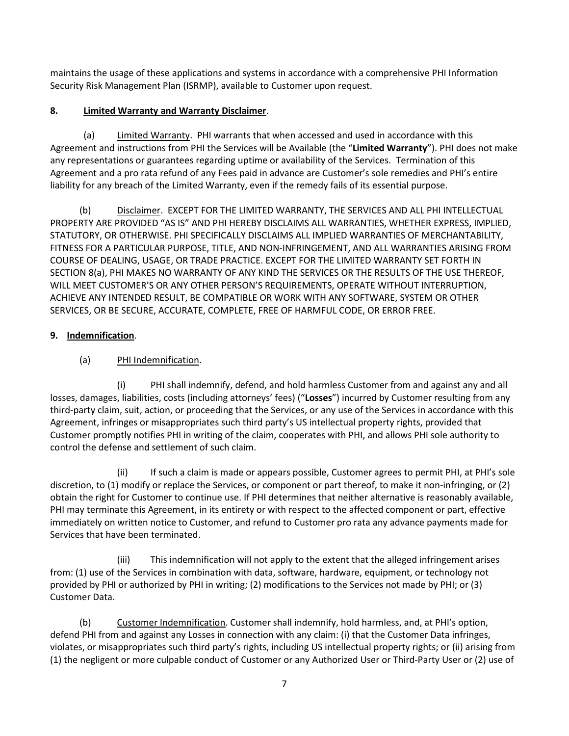maintains the usage of these applications and systems in accordance with a comprehensive PHI Information Security Risk Management Plan (ISRMP), available to Customer upon request.

**8. Limited Warranty and Warranty Disclaimer**.

(a) Limited Warranty. PHI warrants that when accessed and used in accordance with this Agreement and instructions from PHI the Services will be Available (the "**Limited Warranty**"). PHI does not make any representations or guarantees regarding uptime or availability of the Services. Termination of this Agreement and a pro rata refund of any Fees paid in advance are Customer's sole remedies and PHI's entire liability for any breach of the Limited Warranty, even if the remedy fails of its essential purpose.

(b) Disclaimer. EXCEPT FOR THE LIMITED WARRANTY, THE SERVICES AND ALL PHI INTELLECTUAL PROPERTY ARE PROVIDED "AS IS" AND PHI HEREBY DISCLAIMS ALL WARRANTIES, WHETHER EXPRESS, IMPLIED, STATUTORY, OR OTHERWISE. PHI SPECIFICALLY DISCLAIMS ALL IMPLIED WARRANTIES OF MERCHANTABILITY, FITNESS FOR A PARTICULAR PURPOSE, TITLE, AND NON-INFRINGEMENT, AND ALL WARRANTIES ARISING FROM COURSE OF DEALING, USAGE, OR TRADE PRACTICE. EXCEPT FOR THE LIMITED WARRANTY SET FORTH IN SECTION 8(a), PHI MAKES NO WARRANTY OF ANY KIND THE SERVICES OR THE RESULTS OF THE USE THEREOF, WILL MEET CUSTOMER'S OR ANY OTHER PERSON'S REQUIREMENTS, OPERATE WITHOUT INTERRUPTION, ACHIEVE ANY INTENDED RESULT, BE COMPATIBLE OR WORK WITH ANY SOFTWARE, SYSTEM OR OTHER SERVICES, OR BE SECURE, ACCURATE, COMPLETE, FREE OF HARMFUL CODE, OR ERROR FREE.

**9. Indemnification**.

(a) PHI Indemnification.

(i) PHI shall indemnify, defend, and hold harmless Customer from and against any and all losses, damages, liabilities, costs (including attorneys' fees) ("**Losses**") incurred by Customer resulting from any third-party claim, suit, action, or proceeding that the Services, or any use of the Services in accordance with this Agreement, infringes or misappropriates such third party's US intellectual property rights, provided that Customer promptly notifies PHI in writing of the claim, cooperates with PHI, and allows PHI sole authority to control the defense and settlement of such claim.

(ii) If such a claim is made or appears possible, Customer agrees to permit PHI, at PHI's sole discretion, to (1) modify or replace the Services, or component or part thereof, to make it non-infringing, or (2) obtain the right for Customer to continue use. If PHI determines that neither alternative is reasonably available, PHI may terminate this Agreement, in its entirety or with respect to the affected component or part, effective immediately on written notice to Customer, and refund to Customer pro rata any advance payments made for Services that have been terminated.

(iii) This indemnification will not apply to the extent that the alleged infringement arises from: (1) use of the Services in combination with data, software, hardware, equipment, or technology not provided by PHI or authorized by PHI in writing; (2) modifications to the Services not made by PHI; or (3) Customer Data.

(b) Customer Indemnification. Customer shall indemnify, hold harmless, and, at PHI's option, defend PHI from and against any Losses in connection with any claim: (i) that the Customer Data infringes, violates, or misappropriates such third party's rights, including US intellectual property rights; or (ii) arising from (1) the negligent or more culpable conduct of Customer or any Authorized User or Third-Party User or (2) use of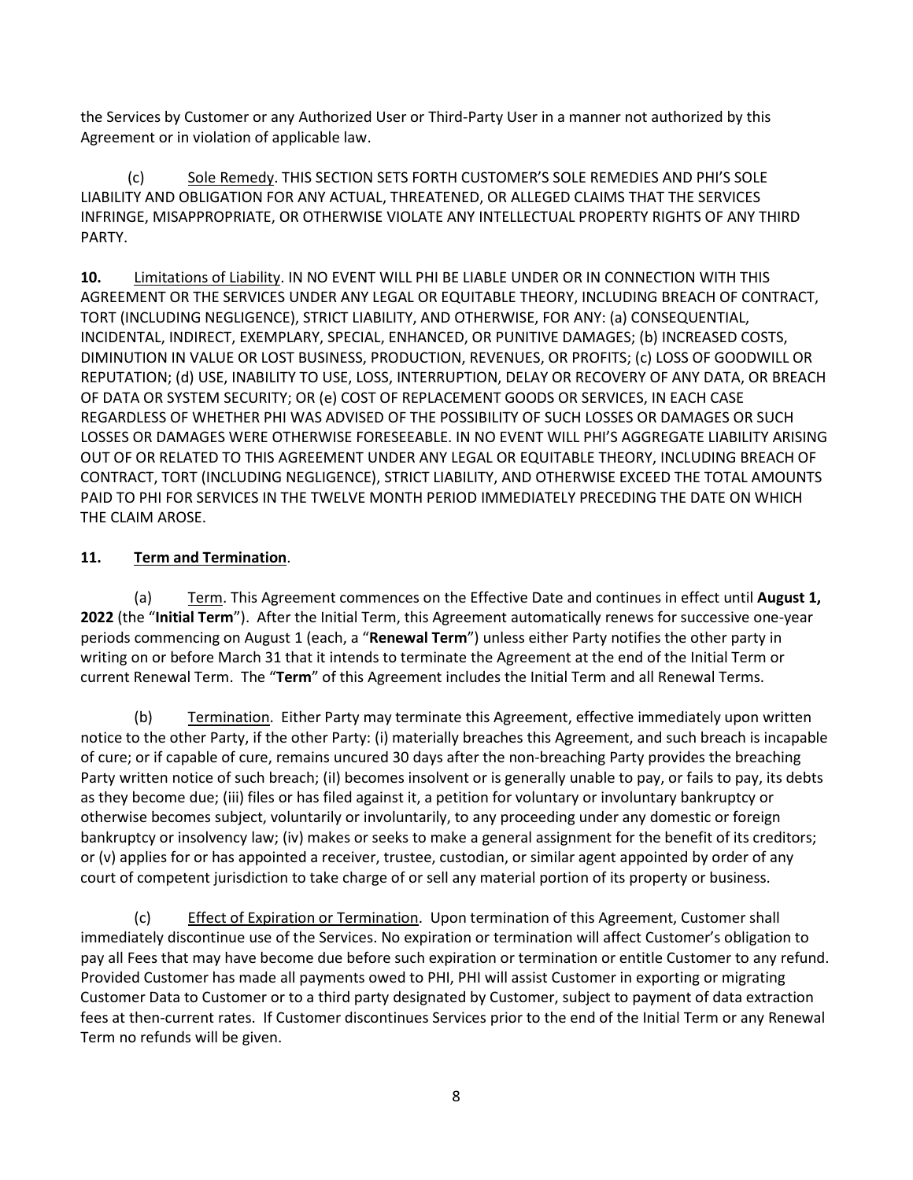the Services by Customer or any Authorized User or Third-Party User in a manner not authorized by this Agreement or in violation of applicable law.

(c) Sole Remedy. THIS SECTION SETS FORTH CUSTOMER'S SOLE REMEDIES AND PHI'S SOLE LIABILITY AND OBLIGATION FOR ANY ACTUAL, THREATENED, OR ALLEGED CLAIMS THAT THE SERVICES INFRINGE, MISAPPROPRIATE, OR OTHERWISE VIOLATE ANY INTELLECTUAL PROPERTY RIGHTS OF ANY THIRD PARTY.

**10.** Limitations of Liability. IN NO EVENT WILL PHI BE LIABLE UNDER OR IN CONNECTION WITH THIS AGREEMENT OR THE SERVICES UNDER ANY LEGAL OR EQUITABLE THEORY, INCLUDING BREACH OF CONTRACT, TORT (INCLUDING NEGLIGENCE), STRICT LIABILITY, AND OTHERWISE, FOR ANY: (a) CONSEQUENTIAL, INCIDENTAL, INDIRECT, EXEMPLARY, SPECIAL, ENHANCED, OR PUNITIVE DAMAGES; (b) INCREASED COSTS, DIMINUTION IN VALUE OR LOST BUSINESS, PRODUCTION, REVENUES, OR PROFITS; (c) LOSS OF GOODWILL OR REPUTATION; (d) USE, INABILITY TO USE, LOSS, INTERRUPTION, DELAY OR RECOVERY OF ANY DATA, OR BREACH OF DATA OR SYSTEM SECURITY; OR (e) COST OF REPLACEMENT GOODS OR SERVICES, IN EACH CASE REGARDLESS OF WHETHER PHI WAS ADVISED OF THE POSSIBILITY OF SUCH LOSSES OR DAMAGES OR SUCH LOSSES OR DAMAGES WERE OTHERWISE FORESEEABLE. IN NO EVENT WILL PHI'S AGGREGATE LIABILITY ARISING OUT OF OR RELATED TO THIS AGREEMENT UNDER ANY LEGAL OR EQUITABLE THEORY, INCLUDING BREACH OF CONTRACT, TORT (INCLUDING NEGLIGENCE), STRICT LIABILITY, AND OTHERWISE EXCEED THE TOTAL AMOUNTS PAID TO PHI FOR SERVICES IN THE TWELVE MONTH PERIOD IMMEDIATELY PRECEDING THE DATE ON WHICH THE CLAIM AROSE.

**11. Term and Termination**.

(a) Term. This Agreement commences on the Effective Date and continues in effect until **August 1, 2022** (the "**Initial Term**"). After the Initial Term, this Agreement automatically renews for successive one-year periods commencing on August 1 (each, a "**Renewal Term**") unless either Party notifies the other party in writing on or before March 31 that it intends to terminate the Agreement at the end of the Initial Term or current Renewal Term. The "**Term**" of this Agreement includes the Initial Term and all Renewal Terms.

(b) Termination. Either Party may terminate this Agreement, effective immediately upon written notice to the other Party, if the other Party: (i) materially breaches this Agreement, and such breach is incapable of cure; or if capable of cure, remains uncured 30 days after the non-breaching Party provides the breaching Party written notice of such breach; (iI) becomes insolvent or is generally unable to pay, or fails to pay, its debts as they become due; (iii) files or has filed against it, a petition for voluntary or involuntary bankruptcy or otherwise becomes subject, voluntarily or involuntarily, to any proceeding under any domestic or foreign bankruptcy or insolvency law; (iv) makes or seeks to make a general assignment for the benefit of its creditors; or (v) applies for or has appointed a receiver, trustee, custodian, or similar agent appointed by order of any court of competent jurisdiction to take charge of or sell any material portion of its property or business.

(c) Effect of Expiration or Termination. Upon termination of this Agreement, Customer shall immediately discontinue use of the Services. No expiration or termination will affect Customer's obligation to pay all Fees that may have become due before such expiration or termination or entitle Customer to any refund. Provided Customer has made all payments owed to PHI, PHI will assist Customer in exporting or migrating Customer Data to Customer or to a third party designated by Customer, subject to payment of data extraction fees at then-current rates. If Customer discontinues Services prior to the end of the Initial Term or any Renewal Term no refunds will be given.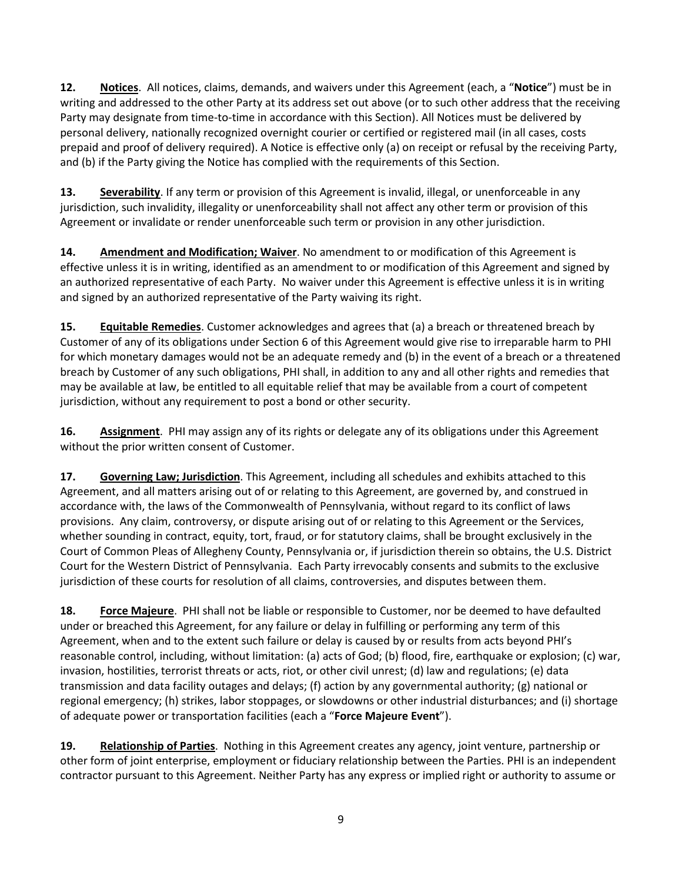**12. Notices**. All notices, claims, demands, and waivers under this Agreement (each, a "**Notice**") must be in writing and addressed to the other Party at its address set out above (or to such other address that the receiving Party may designate from time-to-time in accordance with this Section). All Notices must be delivered by personal delivery, nationally recognized overnight courier or certified or registered mail (in all cases, costs prepaid and proof of delivery required). A Notice is effective only (a) on receipt or refusal by the receiving Party, and (b) if the Party giving the Notice has complied with the requirements of this Section.

**13. Severability**. If any term or provision of this Agreement is invalid, illegal, or unenforceable in any jurisdiction, such invalidity, illegality or unenforceability shall not affect any other term or provision of this Agreement or invalidate or render unenforceable such term or provision in any other jurisdiction.

**14. Amendment and Modification; Waiver**. No amendment to or modification of this Agreement is effective unless it is in writing, identified as an amendment to or modification of this Agreement and signed by an authorized representative of each Party. No waiver under this Agreement is effective unless it is in writing and signed by an authorized representative of the Party waiving its right.

**15. Equitable Remedies**. Customer acknowledges and agrees that (a) a breach or threatened breach by Customer of any of its obligations under Section 6 of this Agreement would give rise to irreparable harm to PHI for which monetary damages would not be an adequate remedy and (b) in the event of a breach or a threatened breach by Customer of any such obligations, PHI shall, in addition to any and all other rights and remedies that may be available at law, be entitled to all equitable relief that may be available from a court of competent jurisdiction, without any requirement to post a bond or other security.

**16. Assignment**. PHI may assign any of its rights or delegate any of its obligations under this Agreement without the prior written consent of Customer.

**17. Governing Law; Jurisdiction**. This Agreement, including all schedules and exhibits attached to this Agreement, and all matters arising out of or relating to this Agreement, are governed by, and construed in accordance with, the laws of the Commonwealth of Pennsylvania, without regard to its conflict of laws provisions. Any claim, controversy, or dispute arising out of or relating to this Agreement or the Services, whether sounding in contract, equity, tort, fraud, or for statutory claims, shall be brought exclusively in the Court of Common Pleas of Allegheny County, Pennsylvania or, if jurisdiction therein so obtains, the U.S. District Court for the Western District of Pennsylvania. Each Party irrevocably consents and submits to the exclusive jurisdiction of these courts for resolution of all claims, controversies, and disputes between them.

**18. Force Majeure**. PHI shall not be liable or responsible to Customer, nor be deemed to have defaulted under or breached this Agreement, for any failure or delay in fulfilling or performing any term of this Agreement, when and to the extent such failure or delay is caused by or results from acts beyond PHI's reasonable control, including, without limitation: (a) acts of God; (b) flood, fire, earthquake or explosion; (c) war, invasion, hostilities, terrorist threats or acts, riot, or other civil unrest; (d) law and regulations; (e) data transmission and data facility outages and delays; (f) action by any governmental authority; (g) national or regional emergency; (h) strikes, labor stoppages, or slowdowns or other industrial disturbances; and (i) shortage of adequate power or transportation facilities (each a "**Force Majeure Event**").

**19. Relationship of Parties**. Nothing in this Agreement creates any agency, joint venture, partnership or other form of joint enterprise, employment or fiduciary relationship between the Parties. PHI is an independent contractor pursuant to this Agreement. Neither Party has any express or implied right or authority to assume or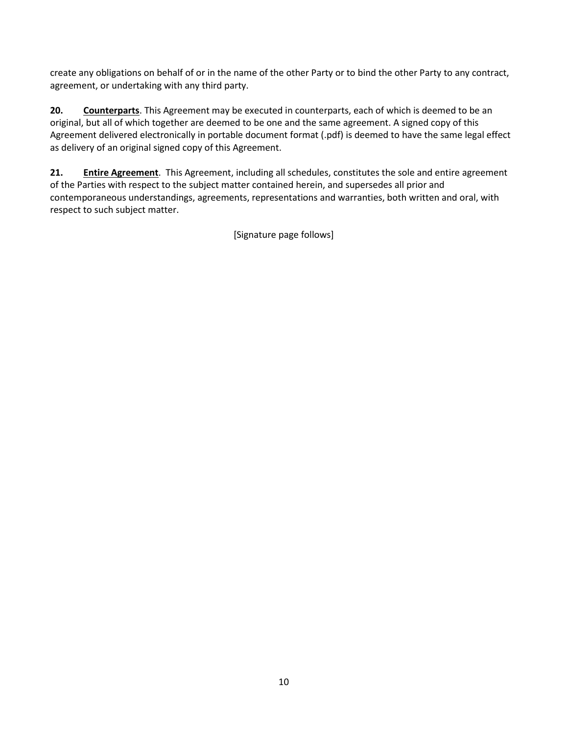create any obligations on behalf of or in the name of the other Party or to bind the other Party to any contract, agreement, or undertaking with any third party.

**20.** **Counterparts**. This Agreement may be executed in counterparts, each of which is deemed to be an original, but all of which together are deemed to be one and the same agreement. A signed copy of this Agreement delivered electronically in portable document format (.pdf) is deemed to have the same legal effect as delivery of an original signed copy of this Agreement.

**21.** **Entire Agreement**. This Agreement, including all schedules, constitutes the sole and entire agreement of the Parties with respect to the subject matter contained herein, and supersedes all prior and contemporaneous understandings, agreements, representations and warranties, both written and oral, with respect to such subject matter.

[Signature page follows]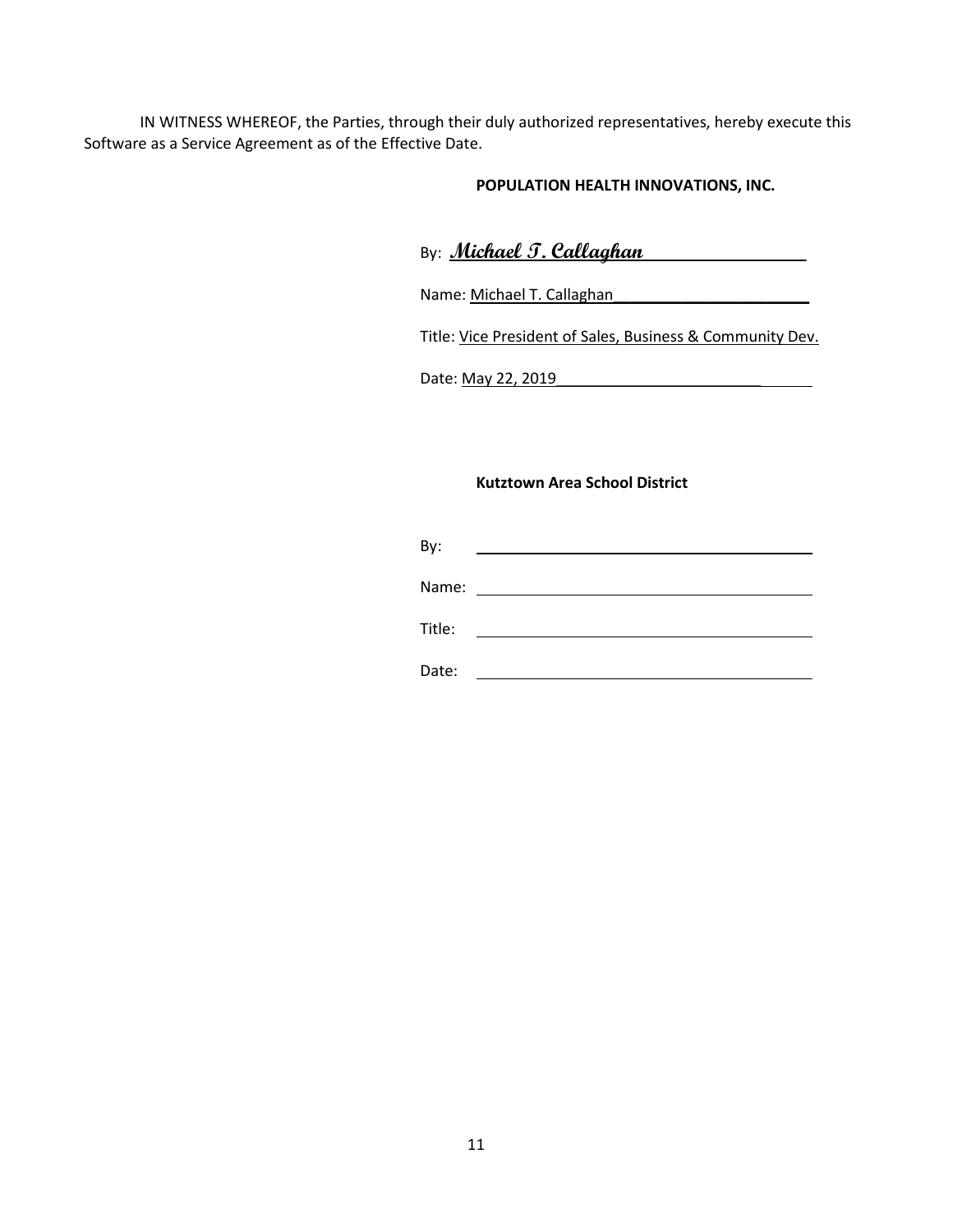IN WITNESS WHEREOF, the Parties, through their duly authorized representatives, hereby execute this Software as a Service Agreement as of the Effective Date.

**POPULATION HEALTH INNOVATIONS, INC.**

By: *Michael T. Callaghan*

Name: Michael T. Callaghan

Title: Vice President of Sales, Business & Community Dev.

Date: May 22, 2019

**Kutztown Area School District**

By: ____________________

Name: ____________________

Title: ____________________

Date: ____________________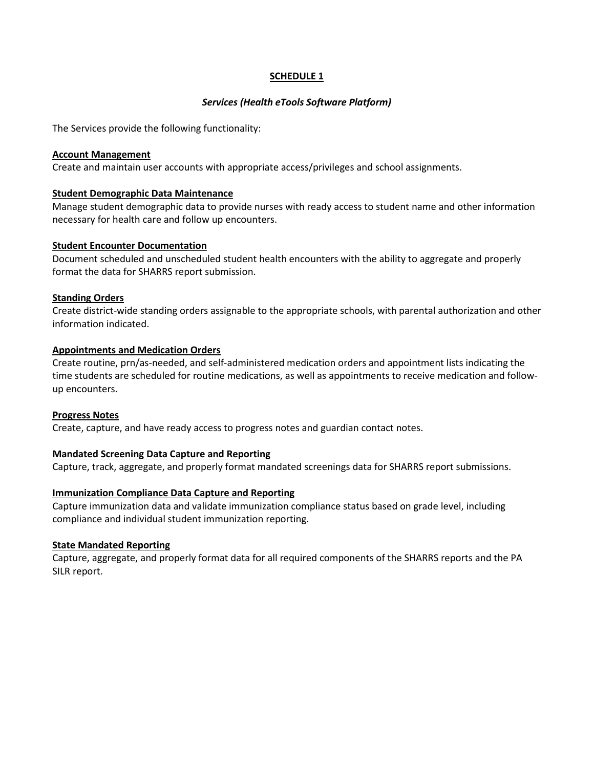## SCHEDULE 1

### *Services (Health eTools Software Platform)*

The Services provide the following functionality:

**Account Management**
Create and maintain user accounts with appropriate access/privileges and school assignments.

**Student Demographic Data Maintenance**
Manage student demographic data to provide nurses with ready access to student name and other information necessary for health care and follow up encounters.

**Student Encounter Documentation**
Document scheduled and unscheduled student health encounters with the ability to aggregate and properly format the data for SHARRS report submission.

**Standing Orders**
Create district-wide standing orders assignable to the appropriate schools, with parental authorization and other information indicated.

**Appointments and Medication Orders**
Create routine, prn/as-needed, and self-administered medication orders and appointment lists indicating the time students are scheduled for routine medications, as well as appointments to receive medication and follow-up encounters.

**Progress Notes**
Create, capture, and have ready access to progress notes and guardian contact notes.

**Mandated Screening Data Capture and Reporting**
Capture, track, aggregate, and properly format mandated screenings data for SHARRS report submissions.

**Immunization Compliance Data Capture and Reporting**
Capture immunization data and validate immunization compliance status based on grade level, including compliance and individual student immunization reporting.

**State Mandated Reporting**
Capture, aggregate, and properly format data for all required components of the SHARRS reports and the PA SILR report.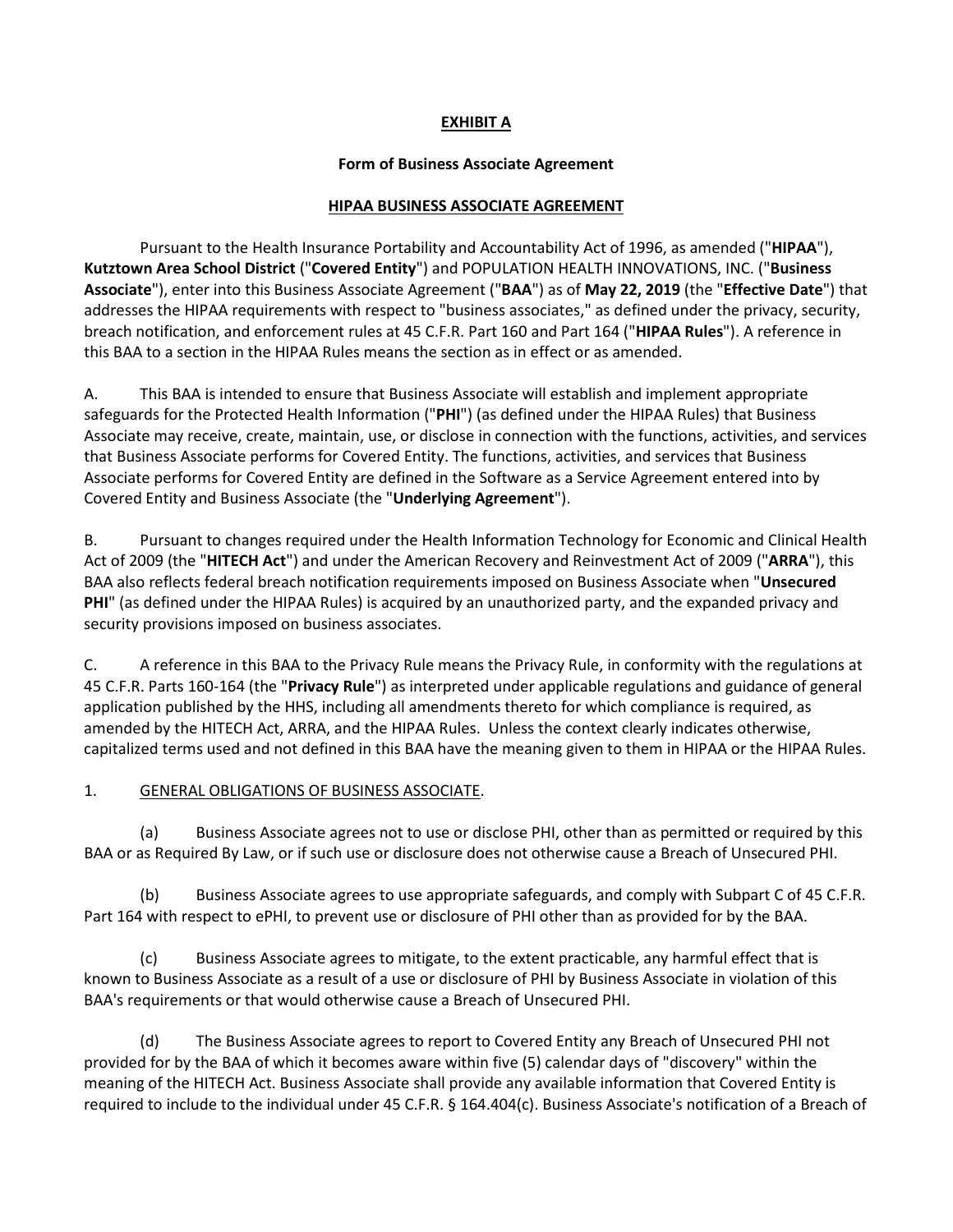**EXHIBIT A**

**Form of Business Associate Agreement**

**HIPAA BUSINESS ASSOCIATE AGREEMENT**

Pursuant to the Health Insurance Portability and Accountability Act of 1996, as amended ("**HIPAA**"), **Kutztown Area School District** ("**Covered Entity**") and POPULATION HEALTH INNOVATIONS, INC. ("**Business Associate**"), enter into this Business Associate Agreement ("**BAA**") as of **May 22, 2019** (the "**Effective Date**") that addresses the HIPAA requirements with respect to "business associates," as defined under the privacy, security, breach notification, and enforcement rules at 45 C.F.R. Part 160 and Part 164 ("**HIPAA Rules**"). A reference in this BAA to a section in the HIPAA Rules means the section as in effect or as amended.

A. This BAA is intended to ensure that Business Associate will establish and implement appropriate safeguards for the Protected Health Information ("**PHI**") (as defined under the HIPAA Rules) that Business Associate may receive, create, maintain, use, or disclose in connection with the functions, activities, and services that Business Associate performs for Covered Entity. The functions, activities, and services that Business Associate performs for Covered Entity are defined in the Software as a Service Agreement entered into by Covered Entity and Business Associate (the "**Underlying Agreement**").

B. Pursuant to changes required under the Health Information Technology for Economic and Clinical Health Act of 2009 (the "**HITECH Act**") and under the American Recovery and Reinvestment Act of 2009 ("**ARRA**"), this BAA also reflects federal breach notification requirements imposed on Business Associate when "**Unsecured PHI**" (as defined under the HIPAA Rules) is acquired by an unauthorized party, and the expanded privacy and security provisions imposed on business associates.

C. A reference in this BAA to the Privacy Rule means the Privacy Rule, in conformity with the regulations at 45 C.F.R. Parts 160-164 (the "**Privacy Rule**") as interpreted under applicable regulations and guidance of general application published by the HHS, including all amendments thereto for which compliance is required, as amended by the HITECH Act, ARRA, and the HIPAA Rules. Unless the context clearly indicates otherwise, capitalized terms used and not defined in this BAA have the meaning given to them in HIPAA or the HIPAA Rules.

1. GENERAL OBLIGATIONS OF BUSINESS ASSOCIATE.

(a) Business Associate agrees not to use or disclose PHI, other than as permitted or required by this BAA or as Required By Law, or if such use or disclosure does not otherwise cause a Breach of Unsecured PHI.

(b) Business Associate agrees to use appropriate safeguards, and comply with Subpart C of 45 C.F.R. Part 164 with respect to ePHI, to prevent use or disclosure of PHI other than as provided for by the BAA.

(c) Business Associate agrees to mitigate, to the extent practicable, any harmful effect that is known to Business Associate as a result of a use or disclosure of PHI by Business Associate in violation of this BAA's requirements or that would otherwise cause a Breach of Unsecured PHI.

(d) The Business Associate agrees to report to Covered Entity any Breach of Unsecured PHI not provided for by the BAA of which it becomes aware within five (5) calendar days of "discovery" within the meaning of the HITECH Act. Business Associate shall provide any available information that Covered Entity is required to include to the individual under 45 C.F.R. § 164.404(c). Business Associate's notification of a Breach of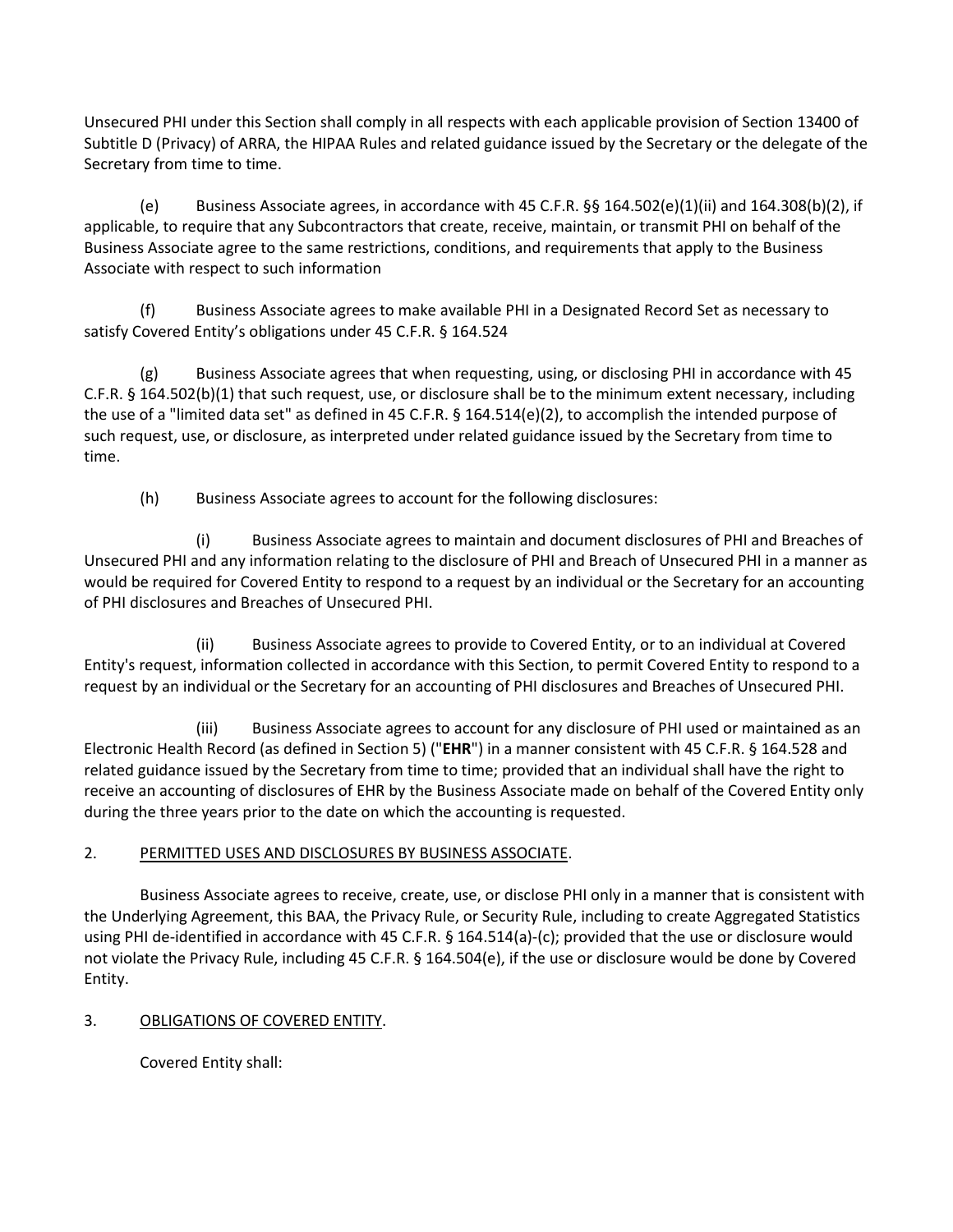Unsecured PHI under this Section shall comply in all respects with each applicable provision of Section 13400 of Subtitle D (Privacy) of ARRA, the HIPAA Rules and related guidance issued by the Secretary or the delegate of the Secretary from time to time.

(e) Business Associate agrees, in accordance with 45 C.F.R. §§ 164.502(e)(1)(ii) and 164.308(b)(2), if applicable, to require that any Subcontractors that create, receive, maintain, or transmit PHI on behalf of the Business Associate agree to the same restrictions, conditions, and requirements that apply to the Business Associate with respect to such information

(f) Business Associate agrees to make available PHI in a Designated Record Set as necessary to satisfy Covered Entity's obligations under 45 C.F.R. § 164.524

(g) Business Associate agrees that when requesting, using, or disclosing PHI in accordance with 45 C.F.R. § 164.502(b)(1) that such request, use, or disclosure shall be to the minimum extent necessary, including the use of a "limited data set" as defined in 45 C.F.R. § 164.514(e)(2), to accomplish the intended purpose of such request, use, or disclosure, as interpreted under related guidance issued by the Secretary from time to time.

(h) Business Associate agrees to account for the following disclosures:

(i) Business Associate agrees to maintain and document disclosures of PHI and Breaches of Unsecured PHI and any information relating to the disclosure of PHI and Breach of Unsecured PHI in a manner as would be required for Covered Entity to respond to a request by an individual or the Secretary for an accounting of PHI disclosures and Breaches of Unsecured PHI.

(ii) Business Associate agrees to provide to Covered Entity, or to an individual at Covered Entity's request, information collected in accordance with this Section, to permit Covered Entity to respond to a request by an individual or the Secretary for an accounting of PHI disclosures and Breaches of Unsecured PHI.

(iii) Business Associate agrees to account for any disclosure of PHI used or maintained as an Electronic Health Record (as defined in Section 5) ("**EHR**") in a manner consistent with 45 C.F.R. § 164.528 and related guidance issued by the Secretary from time to time; provided that an individual shall have the right to receive an accounting of disclosures of EHR by the Business Associate made on behalf of the Covered Entity only during the three years prior to the date on which the accounting is requested.

2. PERMITTED USES AND DISCLOSURES BY BUSINESS ASSOCIATE.

Business Associate agrees to receive, create, use, or disclose PHI only in a manner that is consistent with the Underlying Agreement, this BAA, the Privacy Rule, or Security Rule, including to create Aggregated Statistics using PHI de-identified in accordance with 45 C.F.R. § 164.514(a)-(c); provided that the use or disclosure would not violate the Privacy Rule, including 45 C.F.R. § 164.504(e), if the use or disclosure would be done by Covered Entity.

3. OBLIGATIONS OF COVERED ENTITY.

Covered Entity shall: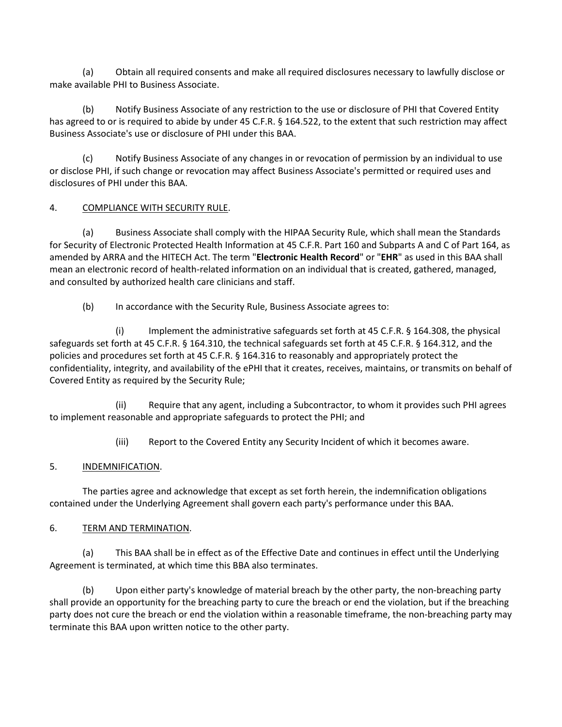(a) Obtain all required consents and make all required disclosures necessary to lawfully disclose or make available PHI to Business Associate.

(b) Notify Business Associate of any restriction to the use or disclosure of PHI that Covered Entity has agreed to or is required to abide by under 45 C.F.R. § 164.522, to the extent that such restriction may affect Business Associate's use or disclosure of PHI under this BAA.

(c) Notify Business Associate of any changes in or revocation of permission by an individual to use or disclose PHI, if such change or revocation may affect Business Associate's permitted or required uses and disclosures of PHI under this BAA.

4. <u>COMPLIANCE WITH SECURITY RULE</u>.

(a) Business Associate shall comply with the HIPAA Security Rule, which shall mean the Standards for Security of Electronic Protected Health Information at 45 C.F.R. Part 160 and Subparts A and C of Part 164, as amended by ARRA and the HITECH Act. The term "**Electronic Health Record**" or "**EHR**" as used in this BAA shall mean an electronic record of health-related information on an individual that is created, gathered, managed, and consulted by authorized health care clinicians and staff.

(b) In accordance with the Security Rule, Business Associate agrees to:

(i) Implement the administrative safeguards set forth at 45 C.F.R. § 164.308, the physical safeguards set forth at 45 C.F.R. § 164.310, the technical safeguards set forth at 45 C.F.R. § 164.312, and the policies and procedures set forth at 45 C.F.R. § 164.316 to reasonably and appropriately protect the confidentiality, integrity, and availability of the ePHI that it creates, receives, maintains, or transmits on behalf of Covered Entity as required by the Security Rule;

(ii) Require that any agent, including a Subcontractor, to whom it provides such PHI agrees to implement reasonable and appropriate safeguards to protect the PHI; and

(iii) Report to the Covered Entity any Security Incident of which it becomes aware.

5. <u>INDEMNIFICATION</u>.

The parties agree and acknowledge that except as set forth herein, the indemnification obligations contained under the Underlying Agreement shall govern each party's performance under this BAA.

6. <u>TERM AND TERMINATION</u>.

(a) This BAA shall be in effect as of the Effective Date and continues in effect until the Underlying Agreement is terminated, at which time this BBA also terminates.

(b) Upon either party's knowledge of material breach by the other party, the non-breaching party shall provide an opportunity for the breaching party to cure the breach or end the violation, but if the breaching party does not cure the breach or end the violation within a reasonable timeframe, the non-breaching party may terminate this BAA upon written notice to the other party.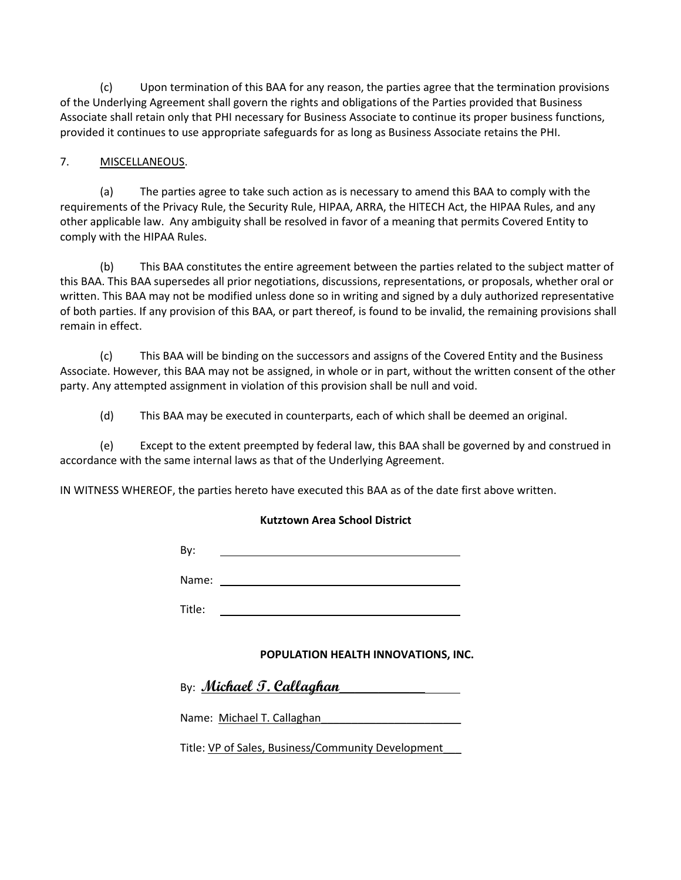(c) Upon termination of this BAA for any reason, the parties agree that the termination provisions of the Underlying Agreement shall govern the rights and obligations of the Parties provided that Business Associate shall retain only that PHI necessary for Business Associate to continue its proper business functions, provided it continues to use appropriate safeguards for as long as Business Associate retains the PHI.

7. MISCELLANEOUS.

(a) The parties agree to take such action as is necessary to amend this BAA to comply with the requirements of the Privacy Rule, the Security Rule, HIPAA, ARRA, the HITECH Act, the HIPAA Rules, and any other applicable law. Any ambiguity shall be resolved in favor of a meaning that permits Covered Entity to comply with the HIPAA Rules.

(b) This BAA constitutes the entire agreement between the parties related to the subject matter of this BAA. This BAA supersedes all prior negotiations, discussions, representations, or proposals, whether oral or written. This BAA may not be modified unless done so in writing and signed by a duly authorized representative of both parties. If any provision of this BAA, or part thereof, is found to be invalid, the remaining provisions shall remain in effect.

(c) This BAA will be binding on the successors and assigns of the Covered Entity and the Business Associate. However, this BAA may not be assigned, in whole or in part, without the written consent of the other party. Any attempted assignment in violation of this provision shall be null and void.

(d) This BAA may be executed in counterparts, each of which shall be deemed an original.

(e) Except to the extent preempted by federal law, this BAA shall be governed by and construed in accordance with the same internal laws as that of the Underlying Agreement.

IN WITNESS WHEREOF, the parties hereto have executed this BAA as of the date first above written.

**Kutztown Area School District**

By: ______________________________

Name: ______________________________

Title: ______________________________

**POPULATION HEALTH INNOVATIONS, INC.**

By: *Michael T. Callaghan*

Name: Michael T. Callaghan

Title: VP of Sales, Business/Community Development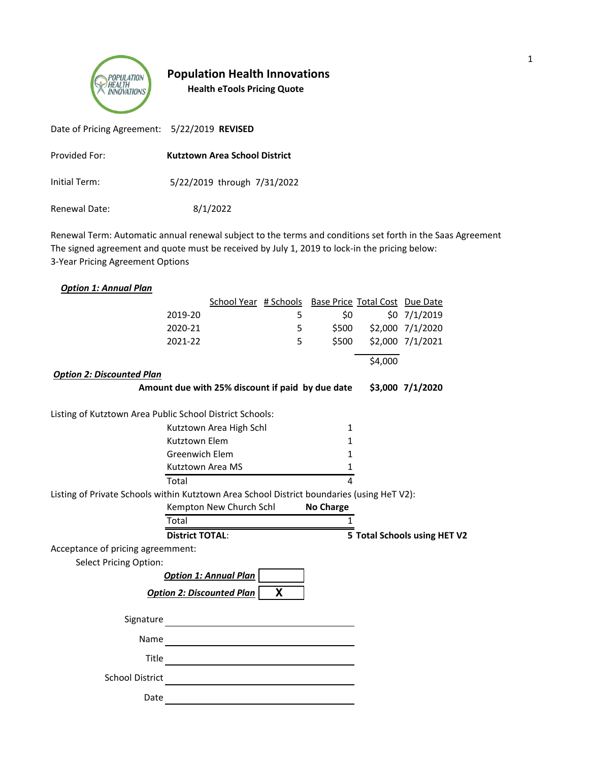# Population Health Innovations

**Health eTools Pricing Quote**

Date of Pricing Agreement: 5/22/2019 **REVISED**

Provided For: **Kutztown Area School District**

Initial Term: 5/22/2019 through 7/31/2022

Renewal Date: 8/1/2022

Renewal Term: Automatic annual renewal subject to the terms and conditions set forth in the Saas Agreement
The signed agreement and quote must be received by July 1, 2019 to lock-in the pricing below:
3-Year Pricing Agreement Options

***Option 1: Annual Plan***

| School Year | # Schools | Base Price | Total Cost | Due Date |
|---|---|---|---|---|
| 2019-20 | 5 | $0 | $0 | 7/1/2019 |
| 2020-21 | 5 | $500 | $2,000 | 7/1/2020 |
| 2021-22 | 5 | $500 | $2,000 | 7/1/2021 |
| | | | $4,000 | |

***Option 2: Discounted Plan***

**Amount due with 25% discount if paid by due date** **$3,000** **7/1/2020**

Listing of Kutztown Area Public School District Schools:

| School | |
|---|---|
| Kutztown Area High Schl | 1 |
| Kutztown Elem | 1 |
| Greenwich Elem | 1 |
| Kutztown Area MS | 1 |
| Total | 4 |

Listing of Private Schools within Kutztown Area School District boundaries (using HeT V2):

| School | |
|---|---|
| Kempton New Church Schl | **No Charge** |
| Total | 1 |
| **District TOTAL**: | **5 Total Schools using HET V2** |

Acceptance of pricing agreement:

Select Pricing Option:

***Option 1: Annual Plan*** [ ]

***Option 2: Discounted Plan*** [ **X** ]

Signature ______________________________

Name ______________________________

Title ______________________________

School District ______________________________

Date ______________________________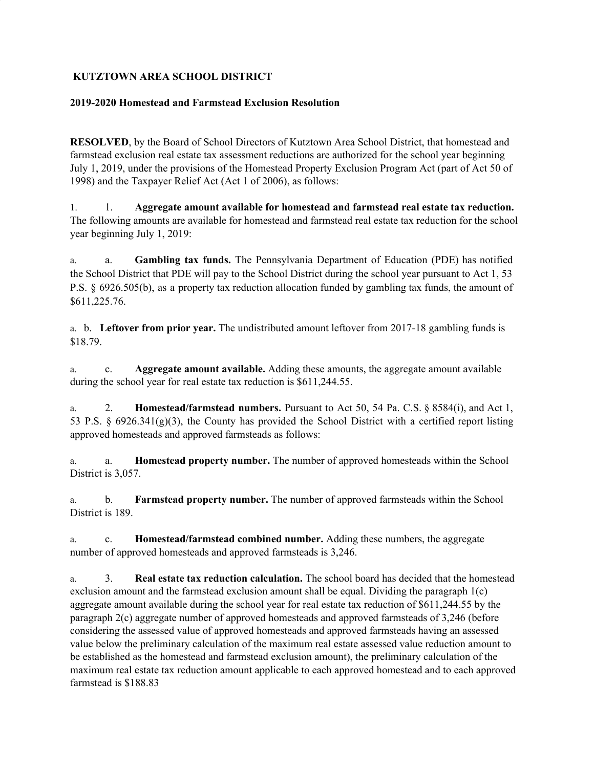**KUTZTOWN AREA SCHOOL DISTRICT**

**2019-2020 Homestead and Farmstead Exclusion Resolution**

**RESOLVED**, by the Board of School Directors of Kutztown Area School District, that homestead and farmstead exclusion real estate tax assessment reductions are authorized for the school year beginning July 1, 2019, under the provisions of the Homestead Property Exclusion Program Act (part of Act 50 of 1998) and the Taxpayer Relief Act (Act 1 of 2006), as follows:

1. 1. **Aggregate amount available for homestead and farmstead real estate tax reduction.** The following amounts are available for homestead and farmstead real estate tax reduction for the school year beginning July 1, 2019:

a. a. **Gambling tax funds.** The Pennsylvania Department of Education (PDE) has notified the School District that PDE will pay to the School District during the school year pursuant to Act 1, 53 P.S. § 6926.505(b), as a property tax reduction allocation funded by gambling tax funds, the amount of $611,225.76.

a. b. **Leftover from prior year.** The undistributed amount leftover from 2017-18 gambling funds is $18.79.

a. c. **Aggregate amount available.** Adding these amounts, the aggregate amount available during the school year for real estate tax reduction is $611,244.55.

a. 2. **Homestead/farmstead numbers.** Pursuant to Act 50, 54 Pa. C.S. § 8584(i), and Act 1, 53 P.S. § 6926.341(g)(3), the County has provided the School District with a certified report listing approved homesteads and approved farmsteads as follows:

a. a. **Homestead property number.** The number of approved homesteads within the School District is 3,057.

a. b. **Farmstead property number.** The number of approved farmsteads within the School District is 189.

a. c. **Homestead/farmstead combined number.** Adding these numbers, the aggregate number of approved homesteads and approved farmsteads is 3,246.

a. 3. **Real estate tax reduction calculation.** The school board has decided that the homestead exclusion amount and the farmstead exclusion amount shall be equal. Dividing the paragraph 1(c) aggregate amount available during the school year for real estate tax reduction of $611,244.55 by the paragraph 2(c) aggregate number of approved homesteads and approved farmsteads of 3,246 (before considering the assessed value of approved homesteads and approved farmsteads having an assessed value below the preliminary calculation of the maximum real estate assessed value reduction amount to be established as the homestead and farmstead exclusion amount), the preliminary calculation of the maximum real estate tax reduction amount applicable to each approved homestead and to each approved farmstead is $188.83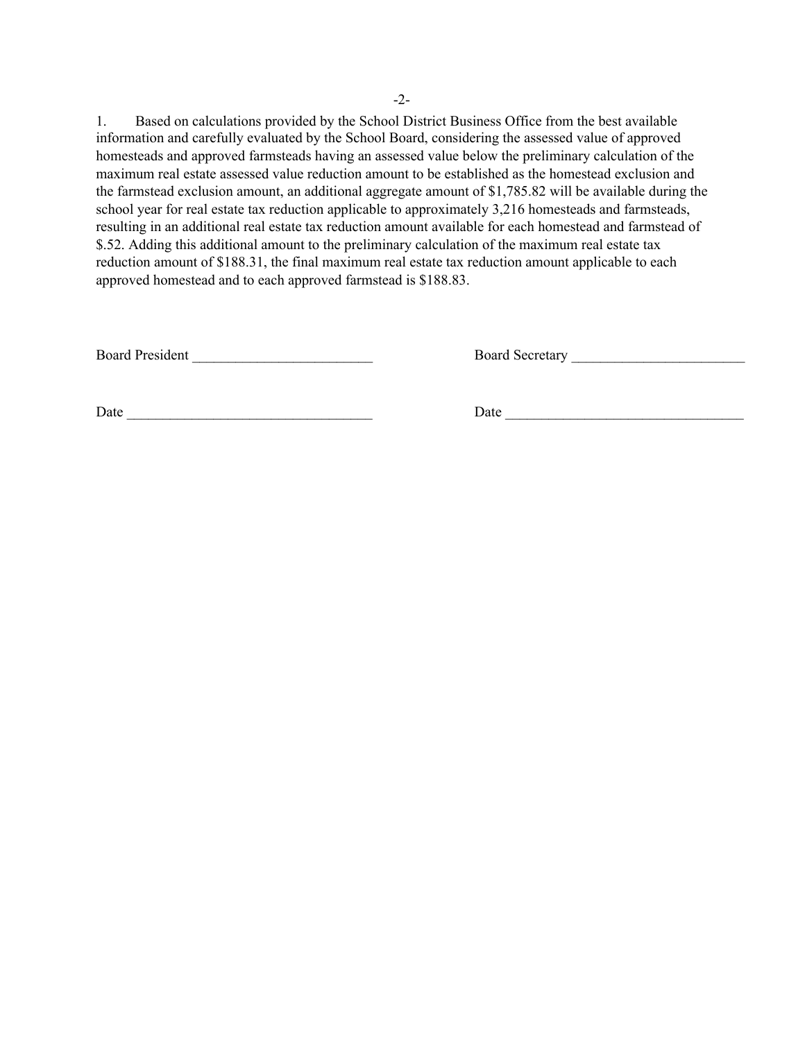1. Based on calculations provided by the School District Business Office from the best available information and carefully evaluated by the School Board, considering the assessed value of approved homesteads and approved farmsteads having an assessed value below the preliminary calculation of the maximum real estate assessed value reduction amount to be established as the homestead exclusion and the farmstead exclusion amount, an additional aggregate amount of $1,785.82 will be available during the school year for real estate tax reduction applicable to approximately 3,216 homesteads and farmsteads, resulting in an additional real estate tax reduction amount available for each homestead and farmstead of $.52. Adding this additional amount to the preliminary calculation of the maximum real estate tax reduction amount of $188.31, the final maximum real estate tax reduction amount applicable to each approved homestead and to each approved farmstead is $188.83.

Board President _________________________ Board Secretary ________________________

Date __________________________________ Date _________________________________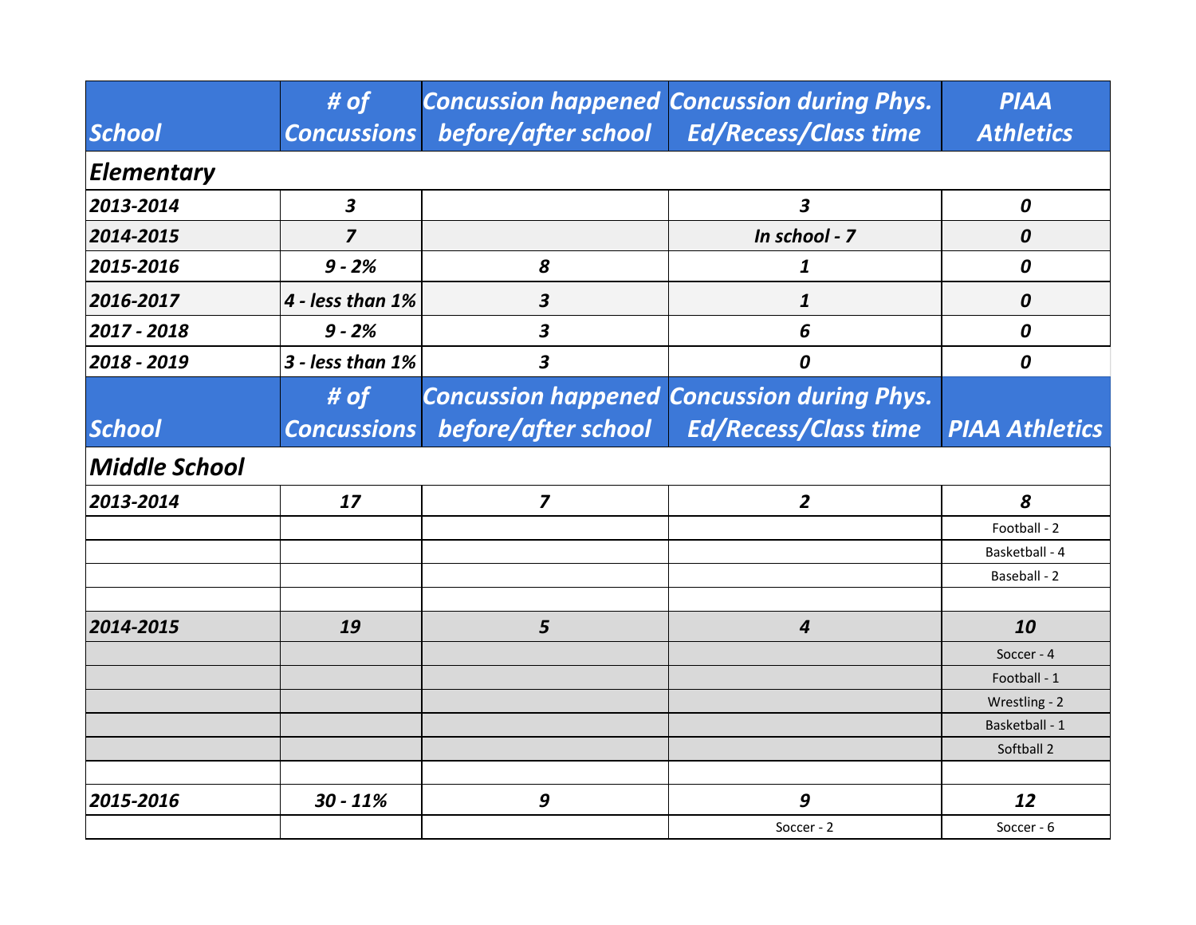| School | # of Concussions | Concussion happened before/after school | Concussion during Phys. Ed/Recess/Class time | PIAA Athletics |
|---|---|---|---|---|
| ***Elementary*** | | | | |
| ***2013-2014*** | ***3*** | | ***3*** | ***0*** |
| ***2014-2015*** | ***7*** | | ***In school - 7*** | ***0*** |
| ***2015-2016*** | ***9 - 2%*** | ***8*** | ***1*** | ***0*** |
| ***2016-2017*** | ***4 - less than 1%*** | ***3*** | ***1*** | ***0*** |
| ***2017 - 2018*** | ***9 - 2%*** | ***3*** | ***6*** | ***0*** |
| ***2018 - 2019*** | ***3 - less than 1%*** | ***3*** | ***0*** | ***0*** |
| **School** | **# of Concussions** | **Concussion happened before/after school** | **Concussion during Phys. Ed/Recess/Class time** | **PIAA Athletics** |
| ***Middle School*** | | | | |
| ***2013-2014*** | ***17*** | ***7*** | ***2*** | ***8*** |
| | | | | Football - 2 |
| | | | | Basketball - 4 |
| | | | | Baseball - 2 |
| | | | | |
| ***2014-2015*** | ***19*** | ***5*** | ***4*** | ***10*** |
| | | | | Soccer - 4 |
| | | | | Football - 1 |
| | | | | Wrestling - 2 |
| | | | | Basketball - 1 |
| | | | | Softball 2 |
| | | | | |
| ***2015-2016*** | ***30 - 11%*** | ***9*** | ***9*** | ***12*** |
| | | | Soccer - 2 | Soccer - 6 |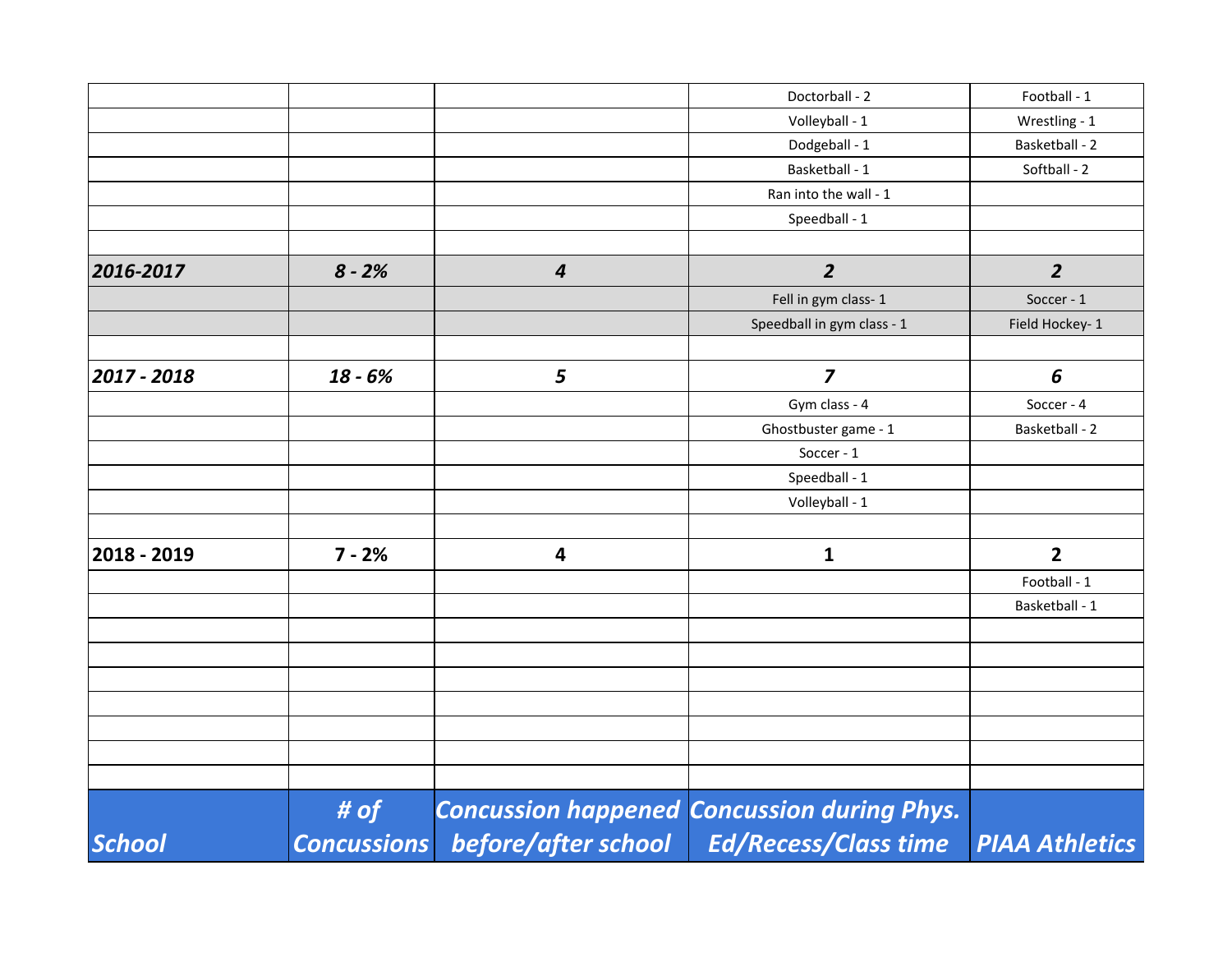| School | # of Concussions | Concussion happened before/after school | Concussion during Phys. Ed/Recess/Class time | PIAA Athletics |
|---|---|---|---|---|
| | | | Doctorball - 2 | Football - 1 |
| | | | Volleyball - 1 | Wrestling - 1 |
| | | | Dodgeball - 1 | Basketball - 2 |
| | | | Basketball - 1 | Softball - 2 |
| | | | Ran into the wall - 1 | |
| | | | Speedball - 1 | |
| | | | | |
| ***2016-2017*** | ***8 - 2%*** | ***4*** | ***2*** | ***2*** |
| | | | Fell in gym class- 1 | Soccer - 1 |
| | | | Speedball in gym class - 1 | Field Hockey- 1 |
| | | | | |
| ***2017 - 2018*** | ***18 - 6%*** | ***5*** | ***7*** | ***6*** |
| | | | Gym class - 4 | Soccer - 4 |
| | | | Ghostbuster game - 1 | Basketball - 2 |
| | | | Soccer - 1 | |
| | | | Speedball - 1 | |
| | | | Volleyball - 1 | |
| | | | | |
| **2018 - 2019** | **7 - 2%** | **4** | **1** | **2** |
| | | | | Football - 1 |
| | | | | Basketball - 1 |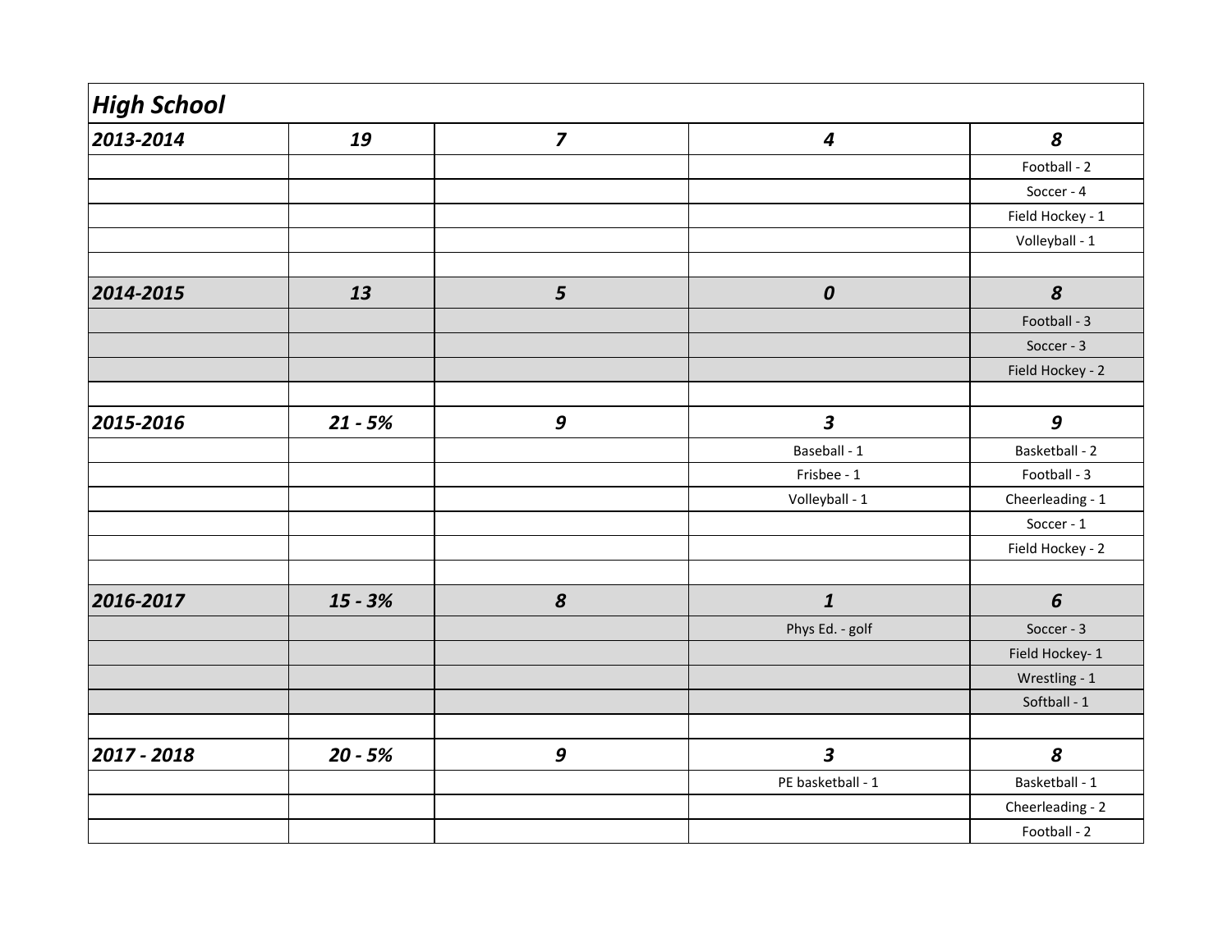| *High School* | | | | |
|---|---|---|---|---|
| ***2013-2014*** | ***19*** | ***7*** | ***4*** | ***8*** |
| | | | | Football - 2 |
| | | | | Soccer - 4 |
| | | | | Field Hockey - 1 |
| | | | | Volleyball - 1 |
| | | | | |
| ***2014-2015*** | ***13*** | ***5*** | ***0*** | ***8*** |
| | | | | Football - 3 |
| | | | | Soccer - 3 |
| | | | | Field Hockey - 2 |
| | | | | |
| ***2015-2016*** | ***21 - 5%*** | ***9*** | ***3*** | ***9*** |
| | | | Baseball - 1 | Basketball - 2 |
| | | | Frisbee - 1 | Football - 3 |
| | | | Volleyball - 1 | Cheerleading - 1 |
| | | | | Soccer - 1 |
| | | | | Field Hockey - 2 |
| | | | | |
| ***2016-2017*** | ***15 - 3%*** | ***8*** | ***1*** | ***6*** |
| | | | Phys Ed. - golf | Soccer - 3 |
| | | | | Field Hockey- 1 |
| | | | | Wrestling - 1 |
| | | | | Softball - 1 |
| | | | | |
| ***2017 - 2018*** | ***20 - 5%*** | ***9*** | ***3*** | ***8*** |
| | | | PE basketball - 1 | Basketball - 1 |
| | | | | Cheerleading - 2 |
| | | | | Football - 2 |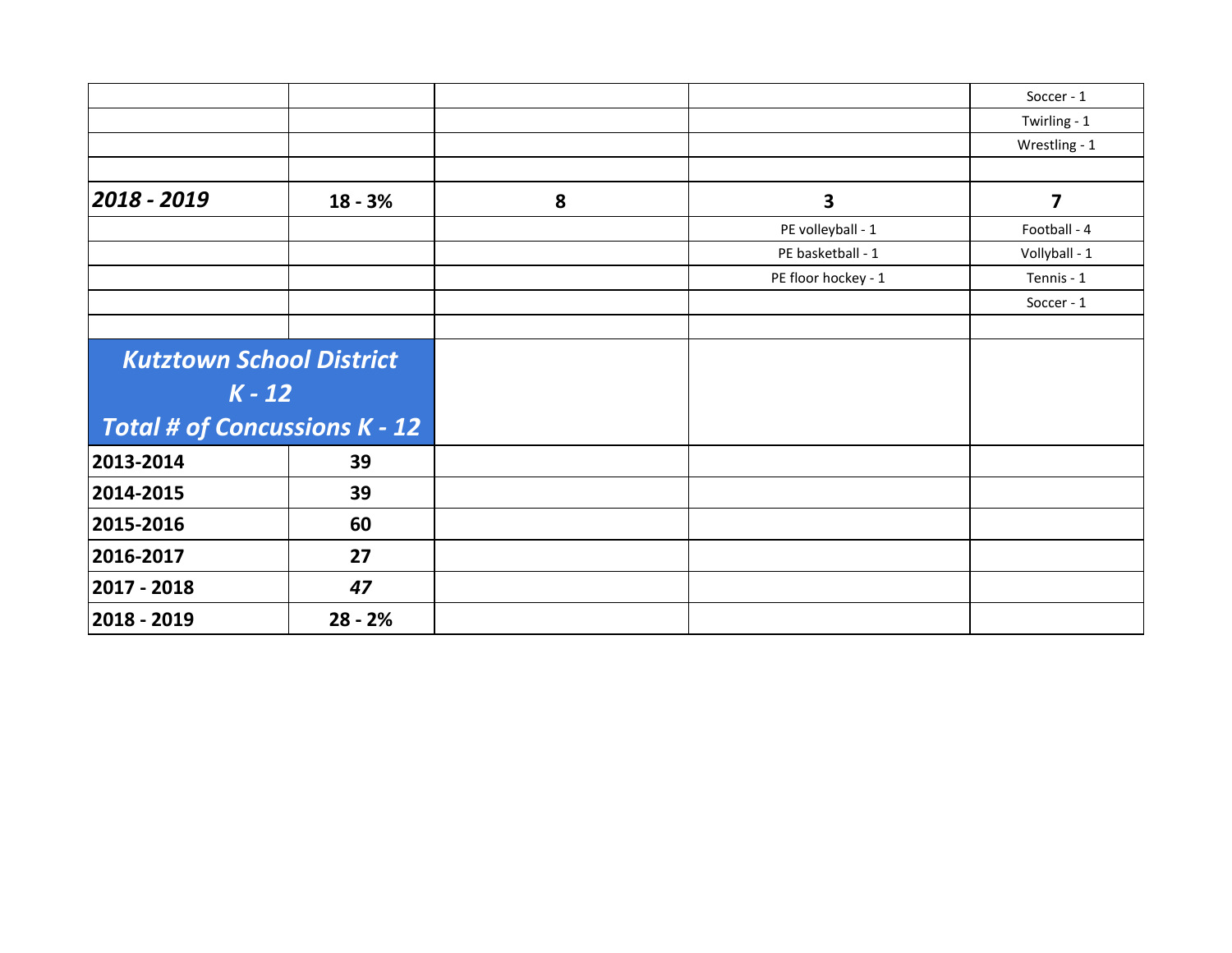| | | | | |
|---|---|---|---|---|
| | | | | Soccer - 1 |
| | | | | Twirling - 1 |
| | | | | Wrestling - 1 |
| | | | | |
| ***2018 - 2019*** | **18 - 3%** | **8** | **3** | **7** |
| | | | PE volleyball - 1 | Football - 4 |
| | | | PE basketball - 1 | Vollyball - 1 |
| | | | PE floor hockey - 1 | Tennis - 1 |
| | | | | Soccer - 1 |
| | | | | |

| ***Kutztown School District K - 12 Total # of Concussions K - 12*** | | | | |
|---|---|---|---|---|
| **2013-2014** | **39** | | | |
| **2014-2015** | **39** | | | |
| **2015-2016** | **60** | | | |
| **2016-2017** | **27** | | | |
| **2017 - 2018** | ***47*** | | | |
| **2018 - 2019** | **28 - 2%** | | | |